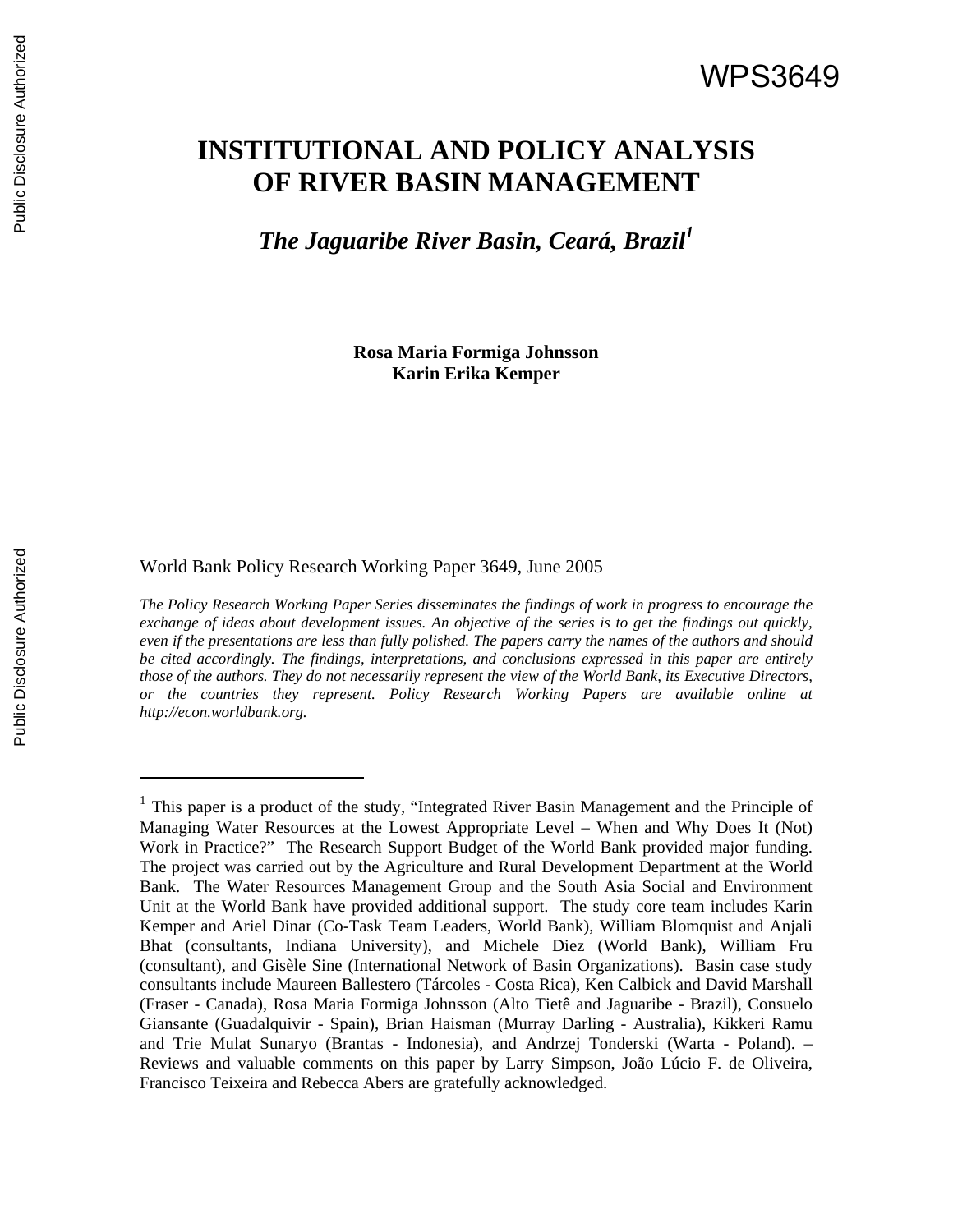WPS3649

# INSTITUTIONAL AND POLICY ANALYSIS OF RIVER BASIN MANAGEMENT

## *The Jaguaribe River Basin, Ceará, Brazil*[1]

**Rosa Maria Formiga Johnsson**
**Karin Erika Kemper**

World Bank Policy Research Working Paper 3649, June 2005

*The Policy Research Working Paper Series disseminates the findings of work in progress to encourage the exchange of ideas about development issues. An objective of the series is to get the findings out quickly, even if the presentations are less than fully polished. The papers carry the names of the authors and should be cited accordingly. The findings, interpretations, and conclusions expressed in this paper are entirely those of the authors. They do not necessarily represent the view of the World Bank, its Executive Directors, or the countries they represent. Policy Research Working Papers are available online at http://econ.worldbank.org.*

---

[1] This paper is a product of the study, "Integrated River Basin Management and the Principle of Managing Water Resources at the Lowest Appropriate Level – When and Why Does It (Not) Work in Practice?" The Research Support Budget of the World Bank provided major funding. The project was carried out by the Agriculture and Rural Development Department at the World Bank. The Water Resources Management Group and the South Asia Social and Environment Unit at the World Bank have provided additional support. The study core team includes Karin Kemper and Ariel Dinar (Co-Task Team Leaders, World Bank), William Blomquist and Anjali Bhat (consultants, Indiana University), and Michele Diez (World Bank), William Fru (consultant), and Gisèle Sine (International Network of Basin Organizations). Basin case study consultants include Maureen Ballestero (Tárcoles - Costa Rica), Ken Calbick and David Marshall (Fraser - Canada), Rosa Maria Formiga Johnsson (Alto Tietê and Jaguaribe - Brazil), Consuelo Giansante (Guadalquivir - Spain), Brian Haisman (Murray Darling - Australia), Kikkeri Ramu and Trie Mulat Sunaryo (Brantas - Indonesia), and Andrzej Tonderski (Warta - Poland). – Reviews and valuable comments on this paper by Larry Simpson, João Lúcio F. de Oliveira, Francisco Teixeira and Rebecca Abers are gratefully acknowledged.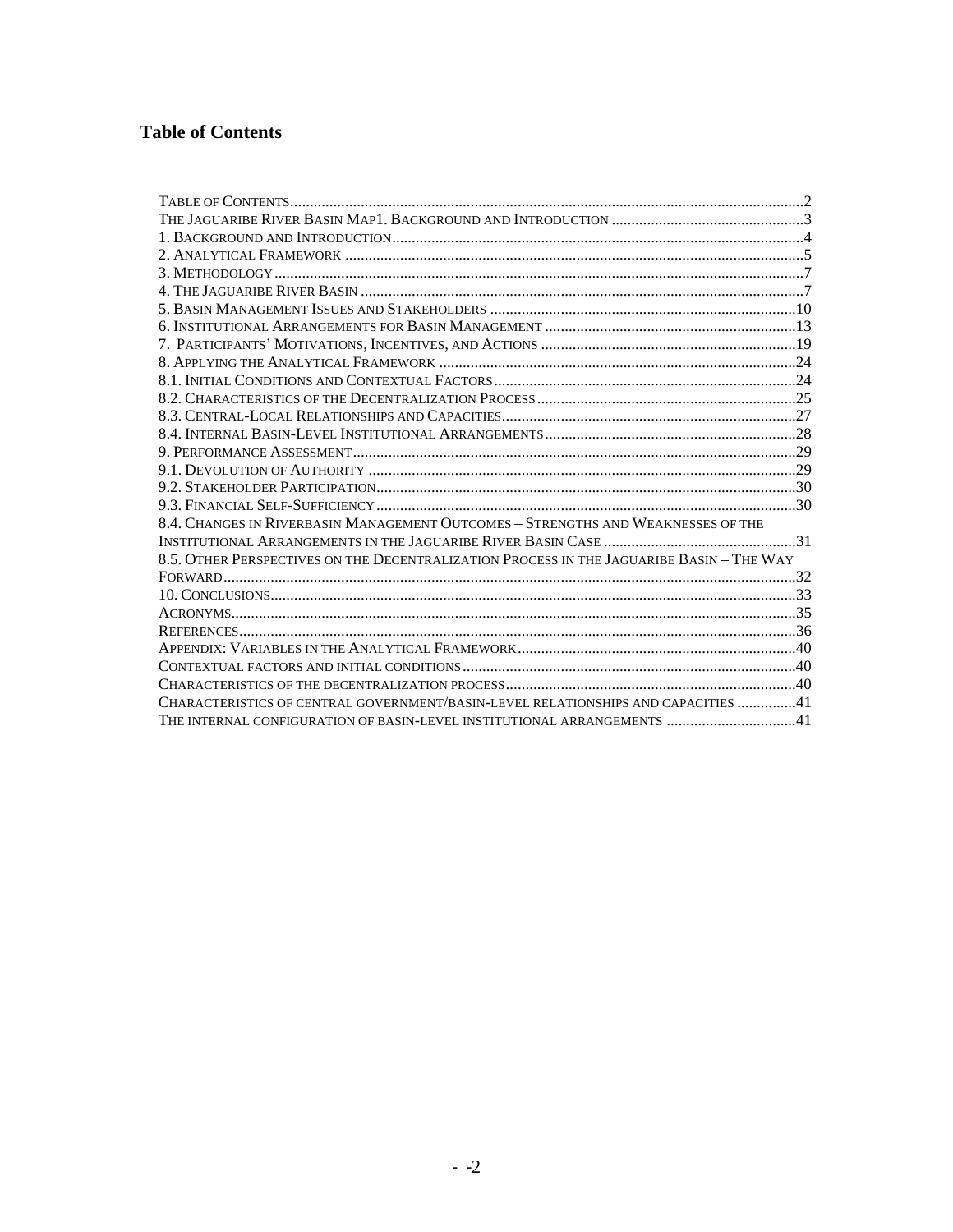# Table of Contents

TABLE OF CONTENTS....................................................................................................................2
THE JAGUARIBE RIVER BASIN MAP1. BACKGROUND AND INTRODUCTION ..............................................3
1. BACKGROUND AND INTRODUCTION........................................................................................4
2. ANALYTICAL FRAMEWORK ....................................................................................................5
3. METHODOLOGY.......................................................................................................................7
4. THE JAGUARIBE RIVER BASIN ..................................................................................................7
5. BASIN MANAGEMENT ISSUES AND STAKEHOLDERS ...............................................................10
6. INSTITUTIONAL ARRANGEMENTS FOR BASIN MANAGEMENT ..................................................13
7. PARTICIPANTS' MOTIVATIONS, INCENTIVES, AND ACTIONS ....................................................19
8. APPLYING THE ANALYTICAL FRAMEWORK ...............................................................................24
8.1. INITIAL CONDITIONS AND CONTEXTUAL FACTORS................................................................24
8.2. CHARACTERISTICS OF THE DECENTRALIZATION PROCESS ....................................................25
8.3. CENTRAL-LOCAL RELATIONSHIPS AND CAPACITIES...............................................................27
8.4. INTERNAL BASIN-LEVEL INSTITUTIONAL ARRANGEMENTS.....................................................28
9. PERFORMANCE ASSESSMENT.................................................................................................29
9.1. DEVOLUTION OF AUTHORITY ...............................................................................................29
9.2. STAKEHOLDER PARTICIPATION.............................................................................................30
9.3. FINANCIAL SELF-SUFFICIENCY ............................................................................................30
8.4. CHANGES IN RIVERBASIN MANAGEMENT OUTCOMES – STRENGTHS AND WEAKNESSES OF THE INSTITUTIONAL ARRANGEMENTS IN THE JAGUARIBE RIVER BASIN CASE ..............................31
8.5. OTHER PERSPECTIVES ON THE DECENTRALIZATION PROCESS IN THE JAGUARIBE BASIN – THE WAY FORWARD..........................................................................................................................32
10. CONCLUSIONS......................................................................................................................33
ACRONYMS................................................................................................................................35
REFERENCES..............................................................................................................................36
APPENDIX: VARIABLES IN THE ANALYTICAL FRAMEWORK........................................................40
CONTEXTUAL FACTORS AND INITIAL CONDITIONS.....................................................................40
CHARACTERISTICS OF THE DECENTRALIZATION PROCESS..........................................................40
CHARACTERISTICS OF CENTRAL GOVERNMENT/BASIN-LEVEL RELATIONSHIPS AND CAPACITIES ...............41
THE INTERNAL CONFIGURATION OF BASIN-LEVEL INSTITUTIONAL ARRANGEMENTS ..........................41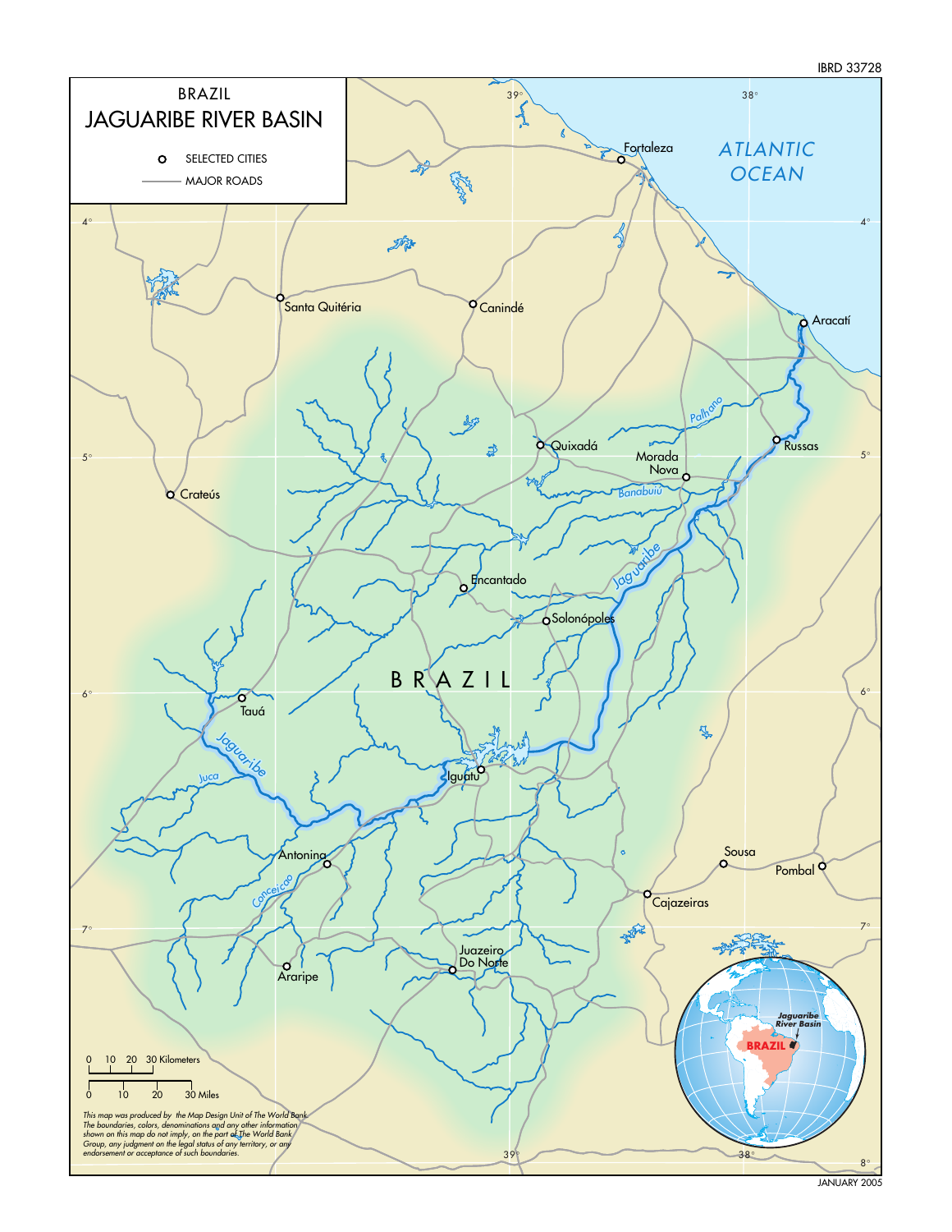IBRD 33728

# BRAZIL
## JAGUARIBE RIVER BASIN

- SELECTED CITIES
- MAJOR ROADS

Fortaleza · ATLANTIC OCEAN · Santa Quitéria · Canindé · Aracatí · Quixadá · Russas · Morada Nova · Crateús · Palhano · Banabuiú · Encantado · Jaguaribe · Solonópoles · BRAZIL · Tauá · Jaguaribe · Juca · Iguatu · Antonina · Conceicao · Sousa · Pombal · Cajazeiras · Juazeiro Do Norte · Araripe

Jaguaribe River Basin · BRAZIL

0 10 20 30 Kilometers

0 10 20 30 Miles

*This map was produced by the Map Design Unit of The World Bank. The boundaries, colors, denominations and any other information shown on this map do not imply, on the part of The World Bank Group, any judgment on the legal status of any territory, or any endorsement or acceptance of such boundaries.*

JANUARY 2005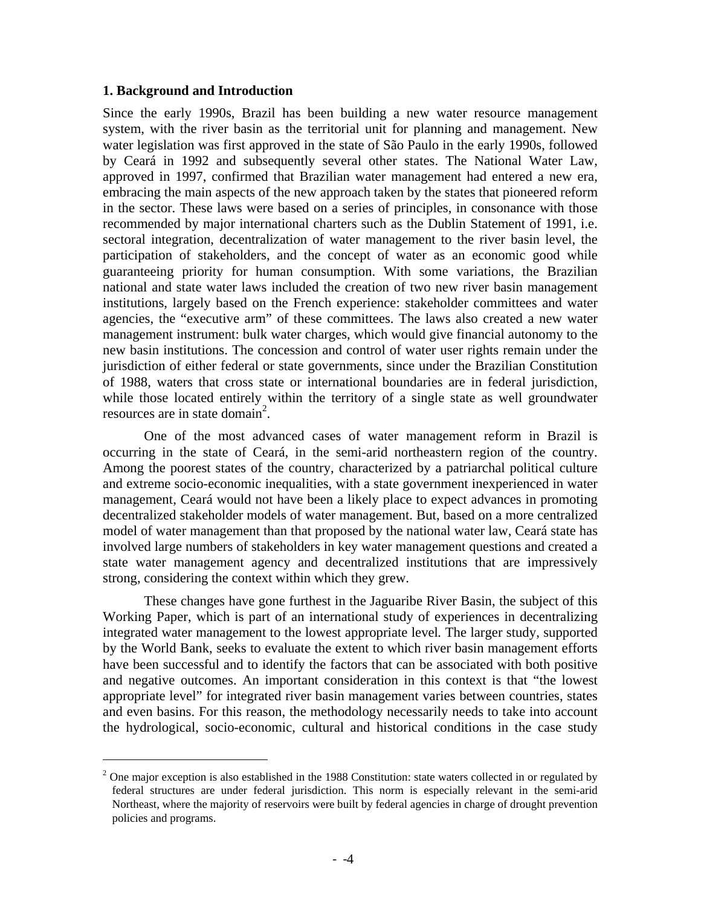### 1. Background and Introduction

Since the early 1990s, Brazil has been building a new water resource management system, with the river basin as the territorial unit for planning and management. New water legislation was first approved in the state of São Paulo in the early 1990s, followed by Ceará in 1992 and subsequently several other states. The National Water Law, approved in 1997, confirmed that Brazilian water management had entered a new era, embracing the main aspects of the new approach taken by the states that pioneered reform in the sector. These laws were based on a series of principles, in consonance with those recommended by major international charters such as the Dublin Statement of 1991, i.e. sectoral integration, decentralization of water management to the river basin level, the participation of stakeholders, and the concept of water as an economic good while guaranteeing priority for human consumption. With some variations, the Brazilian national and state water laws included the creation of two new river basin management institutions, largely based on the French experience: stakeholder committees and water agencies, the "executive arm" of these committees. The laws also created a new water management instrument: bulk water charges, which would give financial autonomy to the new basin institutions. The concession and control of water user rights remain under the jurisdiction of either federal or state governments, since under the Brazilian Constitution of 1988, waters that cross state or international boundaries are in federal jurisdiction, while those located entirely within the territory of a single state as well groundwater resources are in state domain[2].

One of the most advanced cases of water management reform in Brazil is occurring in the state of Ceará, in the semi-arid northeastern region of the country. Among the poorest states of the country, characterized by a patriarchal political culture and extreme socio-economic inequalities, with a state government inexperienced in water management, Ceará would not have been a likely place to expect advances in promoting decentralized stakeholder models of water management. But, based on a more centralized model of water management than that proposed by the national water law, Ceará state has involved large numbers of stakeholders in key water management questions and created a state water management agency and decentralized institutions that are impressively strong, considering the context within which they grew.

These changes have gone furthest in the Jaguaribe River Basin, the subject of this Working Paper, which is part of an international study of experiences in decentralizing integrated water management to the lowest appropriate level*.* The larger study, supported by the World Bank, seeks to evaluate the extent to which river basin management efforts have been successful and to identify the factors that can be associated with both positive and negative outcomes. An important consideration in this context is that "the lowest appropriate level" for integrated river basin management varies between countries, states and even basins. For this reason, the methodology necessarily needs to take into account the hydrological, socio-economic, cultural and historical conditions in the case study

[2] One major exception is also established in the 1988 Constitution: state waters collected in or regulated by federal structures are under federal jurisdiction. This norm is especially relevant in the semi-arid Northeast, where the majority of reservoirs were built by federal agencies in charge of drought prevention policies and programs.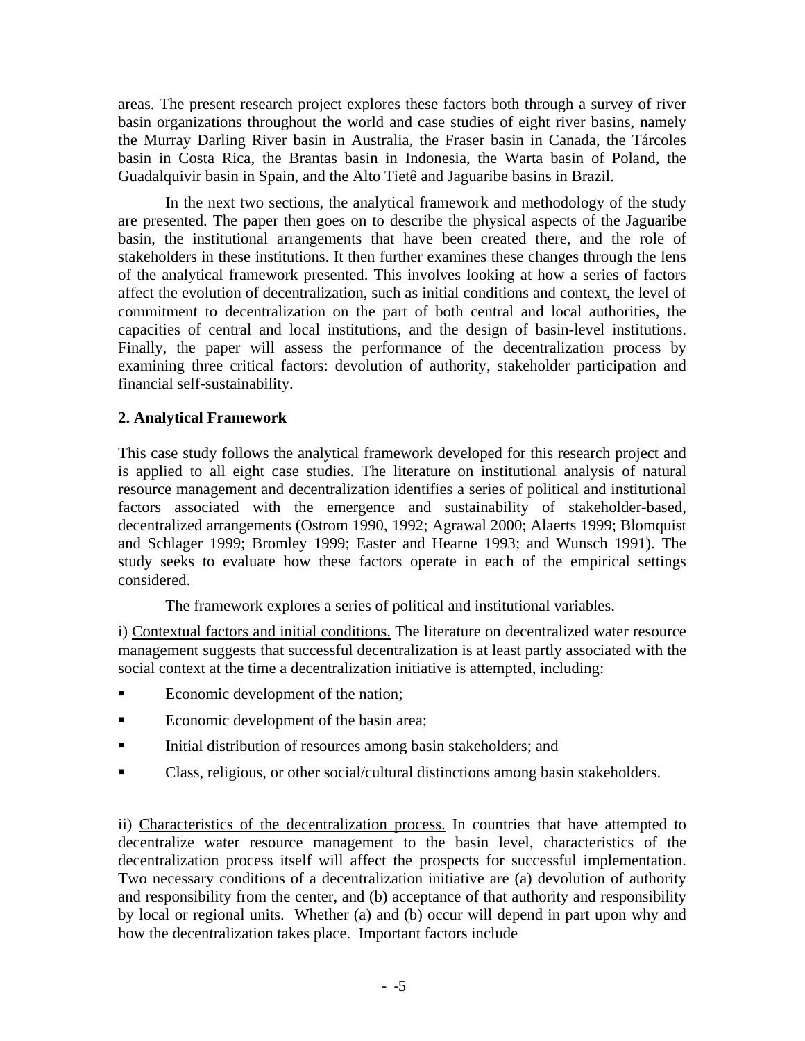areas. The present research project explores these factors both through a survey of river basin organizations throughout the world and case studies of eight river basins, namely the Murray Darling River basin in Australia, the Fraser basin in Canada, the Tárcoles basin in Costa Rica, the Brantas basin in Indonesia, the Warta basin of Poland, the Guadalquivir basin in Spain, and the Alto Tietê and Jaguaribe basins in Brazil.

In the next two sections, the analytical framework and methodology of the study are presented. The paper then goes on to describe the physical aspects of the Jaguaribe basin, the institutional arrangements that have been created there, and the role of stakeholders in these institutions. It then further examines these changes through the lens of the analytical framework presented. This involves looking at how a series of factors affect the evolution of decentralization, such as initial conditions and context, the level of commitment to decentralization on the part of both central and local authorities, the capacities of central and local institutions, and the design of basin-level institutions. Finally, the paper will assess the performance of the decentralization process by examining three critical factors: devolution of authority, stakeholder participation and financial self-sustainability.

## 2. Analytical Framework

This case study follows the analytical framework developed for this research project and is applied to all eight case studies. The literature on institutional analysis of natural resource management and decentralization identifies a series of political and institutional factors associated with the emergence and sustainability of stakeholder-based, decentralized arrangements (Ostrom 1990, 1992; Agrawal 2000; Alaerts 1999; Blomquist and Schlager 1999; Bromley 1999; Easter and Hearne 1993; and Wunsch 1991). The study seeks to evaluate how these factors operate in each of the empirical settings considered.

The framework explores a series of political and institutional variables.

i) Contextual factors and initial conditions. The literature on decentralized water resource management suggests that successful decentralization is at least partly associated with the social context at the time a decentralization initiative is attempted, including:

- Economic development of the nation;
- Economic development of the basin area;
- Initial distribution of resources among basin stakeholders; and
- Class, religious, or other social/cultural distinctions among basin stakeholders.

ii) Characteristics of the decentralization process. In countries that have attempted to decentralize water resource management to the basin level, characteristics of the decentralization process itself will affect the prospects for successful implementation. Two necessary conditions of a decentralization initiative are (a) devolution of authority and responsibility from the center, and (b) acceptance of that authority and responsibility by local or regional units. Whether (a) and (b) occur will depend in part upon why and how the decentralization takes place. Important factors include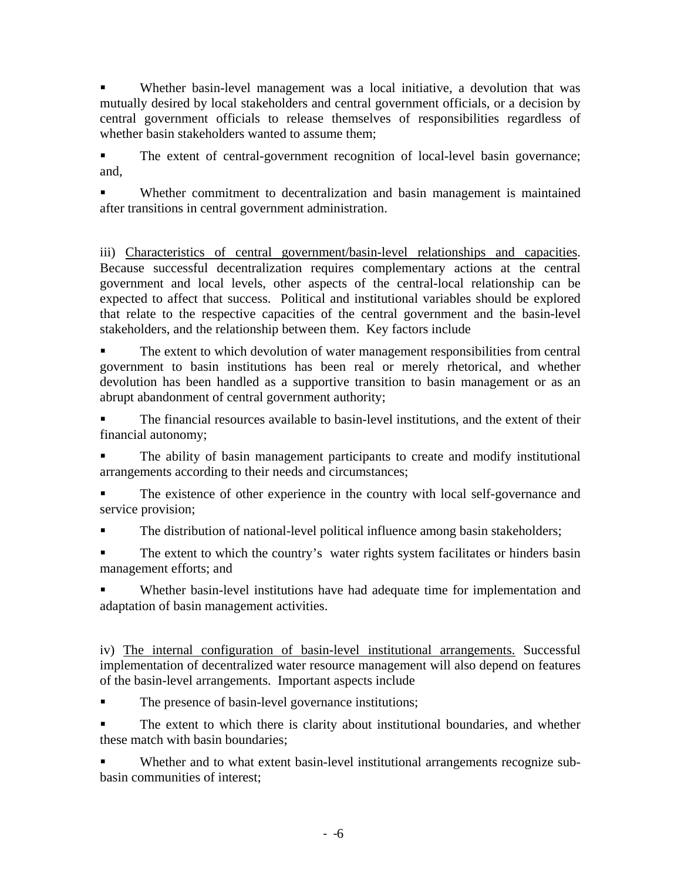- Whether basin-level management was a local initiative, a devolution that was mutually desired by local stakeholders and central government officials, or a decision by central government officials to release themselves of responsibilities regardless of whether basin stakeholders wanted to assume them;
- The extent of central-government recognition of local-level basin governance; and,
- Whether commitment to decentralization and basin management is maintained after transitions in central government administration.

iii) <u>Characteristics of central government/basin-level relationships and capacities</u>. Because successful decentralization requires complementary actions at the central government and local levels, other aspects of the central-local relationship can be expected to affect that success. Political and institutional variables should be explored that relate to the respective capacities of the central government and the basin-level stakeholders, and the relationship between them. Key factors include

- The extent to which devolution of water management responsibilities from central government to basin institutions has been real or merely rhetorical, and whether devolution has been handled as a supportive transition to basin management or as an abrupt abandonment of central government authority;
- The financial resources available to basin-level institutions, and the extent of their financial autonomy;
- The ability of basin management participants to create and modify institutional arrangements according to their needs and circumstances;
- The existence of other experience in the country with local self-governance and service provision;
- The distribution of national-level political influence among basin stakeholders;
- The extent to which the country's water rights system facilitates or hinders basin management efforts; and
- Whether basin-level institutions have had adequate time for implementation and adaptation of basin management activities.

iv) <u>The internal configuration of basin-level institutional arrangements.</u> Successful implementation of decentralized water resource management will also depend on features of the basin-level arrangements. Important aspects include

- The presence of basin-level governance institutions;
- The extent to which there is clarity about institutional boundaries, and whether these match with basin boundaries;
- Whether and to what extent basin-level institutional arrangements recognize sub-basin communities of interest;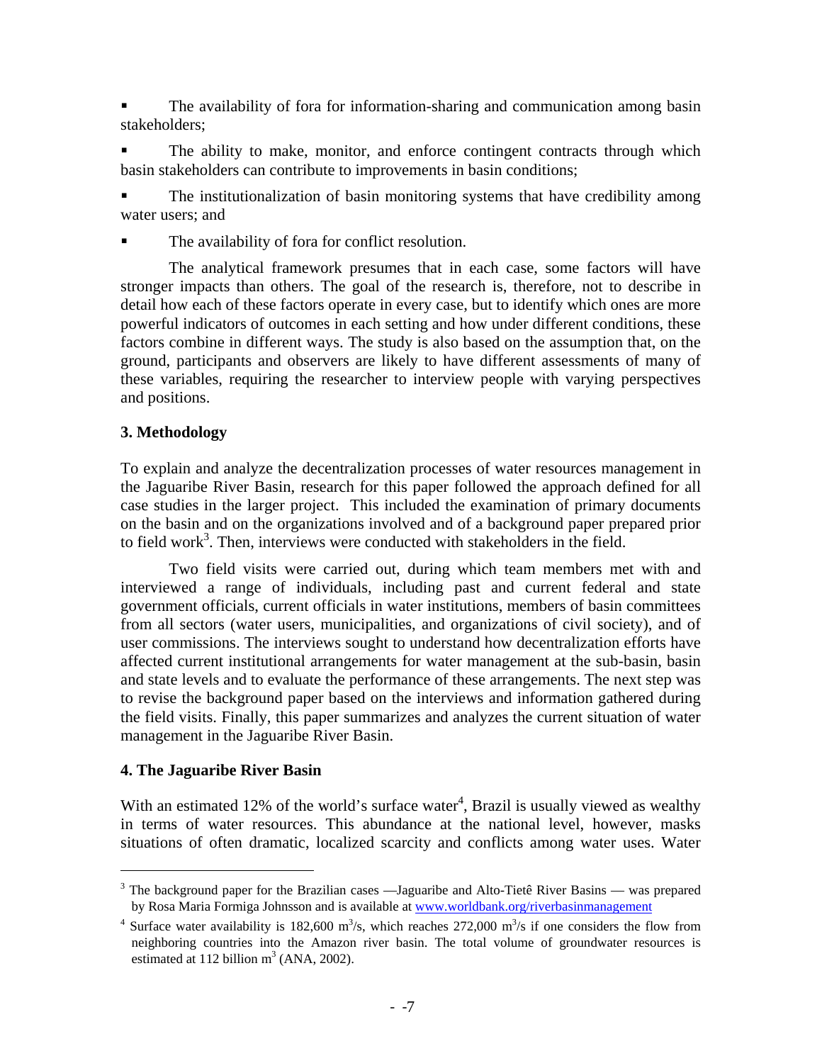- The availability of fora for information-sharing and communication among basin stakeholders;
- The ability to make, monitor, and enforce contingent contracts through which basin stakeholders can contribute to improvements in basin conditions;
- The institutionalization of basin monitoring systems that have credibility among water users; and
- The availability of fora for conflict resolution.

The analytical framework presumes that in each case, some factors will have stronger impacts than others. The goal of the research is, therefore, not to describe in detail how each of these factors operate in every case, but to identify which ones are more powerful indicators of outcomes in each setting and how under different conditions, these factors combine in different ways. The study is also based on the assumption that, on the ground, participants and observers are likely to have different assessments of many of these variables, requiring the researcher to interview people with varying perspectives and positions.

## 3. Methodology

To explain and analyze the decentralization processes of water resources management in the Jaguaribe River Basin, research for this paper followed the approach defined for all case studies in the larger project. This included the examination of primary documents on the basin and on the organizations involved and of a background paper prepared prior to field work[3]. Then, interviews were conducted with stakeholders in the field.

Two field visits were carried out, during which team members met with and interviewed a range of individuals, including past and current federal and state government officials, current officials in water institutions, members of basin committees from all sectors (water users, municipalities, and organizations of civil society), and of user commissions. The interviews sought to understand how decentralization efforts have affected current institutional arrangements for water management at the sub-basin, basin and state levels and to evaluate the performance of these arrangements. The next step was to revise the background paper based on the interviews and information gathered during the field visits. Finally, this paper summarizes and analyzes the current situation of water management in the Jaguaribe River Basin.

## 4. The Jaguaribe River Basin

With an estimated 12% of the world's surface water[4], Brazil is usually viewed as wealthy in terms of water resources. This abundance at the national level, however, masks situations of often dramatic, localized scarcity and conflicts among water uses. Water

---

[3] The background paper for the Brazilian cases —Jaguaribe and Alto-Tietê River Basins — was prepared by Rosa Maria Formiga Johnsson and is available at www.worldbank.org/riverbasinmanagement

[4] Surface water availability is 182,600 $m^3$/s, which reaches 272,000 $m^3$/s if one considers the flow from neighboring countries into the Amazon river basin. The total volume of groundwater resources is estimated at 112 billion $m^3$ (ANA, 2002).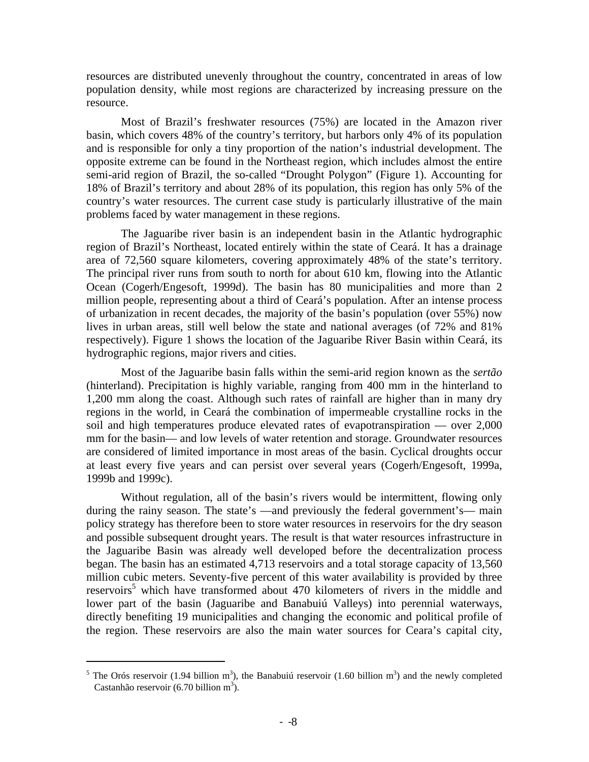resources are distributed unevenly throughout the country, concentrated in areas of low population density, while most regions are characterized by increasing pressure on the resource.

Most of Brazil's freshwater resources (75%) are located in the Amazon river basin, which covers 48% of the country's territory, but harbors only 4% of its population and is responsible for only a tiny proportion of the nation's industrial development. The opposite extreme can be found in the Northeast region, which includes almost the entire semi-arid region of Brazil, the so-called "Drought Polygon" (Figure 1). Accounting for 18% of Brazil's territory and about 28% of its population, this region has only 5% of the country's water resources. The current case study is particularly illustrative of the main problems faced by water management in these regions.

The Jaguaribe river basin is an independent basin in the Atlantic hydrographic region of Brazil's Northeast, located entirely within the state of Ceará. It has a drainage area of 72,560 square kilometers, covering approximately 48% of the state's territory. The principal river runs from south to north for about 610 km, flowing into the Atlantic Ocean (Cogerh/Engesoft, 1999d). The basin has 80 municipalities and more than 2 million people, representing about a third of Ceará's population. After an intense process of urbanization in recent decades, the majority of the basin's population (over 55%) now lives in urban areas, still well below the state and national averages (of 72% and 81% respectively). Figure 1 shows the location of the Jaguaribe River Basin within Ceará, its hydrographic regions, major rivers and cities.

Most of the Jaguaribe basin falls within the semi-arid region known as the *sertão* (hinterland). Precipitation is highly variable, ranging from 400 mm in the hinterland to 1,200 mm along the coast. Although such rates of rainfall are higher than in many dry regions in the world, in Ceará the combination of impermeable crystalline rocks in the soil and high temperatures produce elevated rates of evapotranspiration — over 2,000 mm for the basin— and low levels of water retention and storage. Groundwater resources are considered of limited importance in most areas of the basin. Cyclical droughts occur at least every five years and can persist over several years (Cogerh/Engesoft, 1999a, 1999b and 1999c).

Without regulation, all of the basin's rivers would be intermittent, flowing only during the rainy season. The state's —and previously the federal government's— main policy strategy has therefore been to store water resources in reservoirs for the dry season and possible subsequent drought years. The result is that water resources infrastructure in the Jaguaribe Basin was already well developed before the decentralization process began. The basin has an estimated 4,713 reservoirs and a total storage capacity of 13,560 million cubic meters. Seventy-five percent of this water availability is provided by three reservoirs[5] which have transformed about 470 kilometers of rivers in the middle and lower part of the basin (Jaguaribe and Banabuiú Valleys) into perennial waterways, directly benefiting 19 municipalities and changing the economic and political profile of the region. These reservoirs are also the main water sources for Ceara's capital city,

[5] The Orós reservoir (1.94 billion $m^3$), the Banabuiú reservoir (1.60 billion $m^3$) and the newly completed Castanhão reservoir (6.70 billion $m^3$).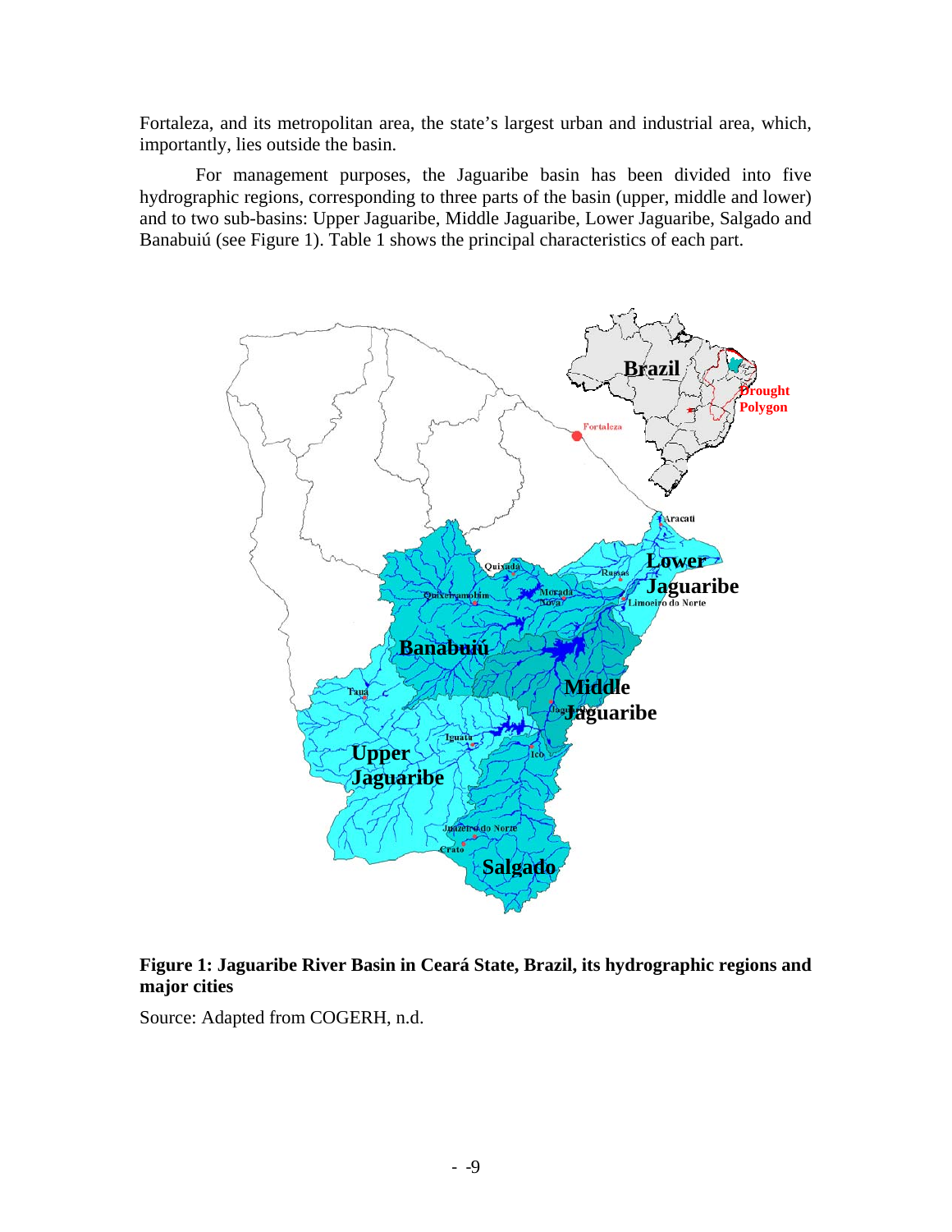Fortaleza, and its metropolitan area, the state's largest urban and industrial area, which, importantly, lies outside the basin.

For management purposes, the Jaguaribe basin has been divided into five hydrographic regions, corresponding to three parts of the basin (upper, middle and lower) and to two sub-basins: Upper Jaguaribe, Middle Jaguaribe, Lower Jaguaribe, Salgado and Banabuiú (see Figure 1). Table 1 shows the principal characteristics of each part.

**Figure 1: Jaguaribe River Basin in Ceará State, Brazil, its hydrographic regions and major cities**

Source: Adapted from COGERH, n.d.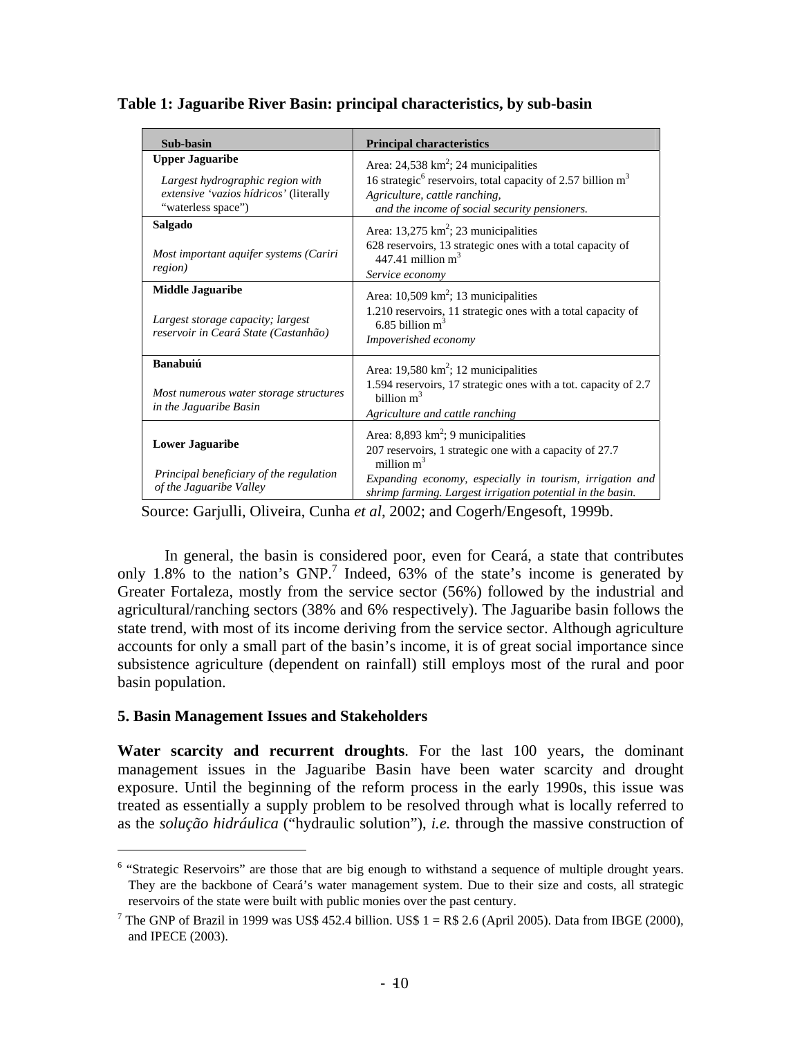**Table 1: Jaguaribe River Basin: principal characteristics, by sub-basin**

| Sub-basin | Principal characteristics |
|---|---|
| **Upper Jaguaribe**<br>*Largest hydrographic region with extensive 'vazios hídricos'* (literally "waterless space") | Area: 24,538 km$^2$; 24 municipalities<br>16 strategic[6] reservoirs, total capacity of 2.57 billion m$^3$<br>*Agriculture, cattle ranching, and the income of social security pensioners.* |
| **Salgado**<br>*Most important aquifer systems (Cariri region)* | Area: 13,275 km$^2$; 23 municipalities<br>628 reservoirs, 13 strategic ones with a total capacity of 447.41 million m$^3$<br>*Service economy* |
| **Middle Jaguaribe**<br>*Largest storage capacity; largest reservoir in Ceará State (Castanhão)* | Area: 10,509 km$^2$; 13 municipalities<br>1.210 reservoirs, 11 strategic ones with a total capacity of 6.85 billion m$^3$<br>*Impoverished economy* |
| **Banabuiú**<br>*Most numerous water storage structures in the Jaguaribe Basin* | Area: 19,580 km$^2$; 12 municipalities<br>1.594 reservoirs, 17 strategic ones with a tot. capacity of 2.7 billion m$^3$<br>*Agriculture and cattle ranching* |
| **Lower Jaguaribe**<br>*Principal beneficiary of the regulation of the Jaguaribe Valley* | Area: 8,893 km$^2$; 9 municipalities<br>207 reservoirs, 1 strategic one with a capacity of 27.7 million m$^3$<br>*Expanding economy, especially in tourism, irrigation and shrimp farming. Largest irrigation potential in the basin.* |

Source: Garjulli, Oliveira, Cunha *et al*, 2002; and Cogerh/Engesoft, 1999b.

In general, the basin is considered poor, even for Ceará, a state that contributes only 1.8% to the nation's GNP.[7] Indeed, 63% of the state's income is generated by Greater Fortaleza, mostly from the service sector (56%) followed by the industrial and agricultural/ranching sectors (38% and 6% respectively). The Jaguaribe basin follows the state trend, with most of its income deriving from the service sector. Although agriculture accounts for only a small part of the basin's income, it is of great social importance since subsistence agriculture (dependent on rainfall) still employs most of the rural and poor basin population.

## 5. Basin Management Issues and Stakeholders

**Water scarcity and recurrent droughts**. For the last 100 years, the dominant management issues in the Jaguaribe Basin have been water scarcity and drought exposure. Until the beginning of the reform process in the early 1990s, this issue was treated as essentially a supply problem to be resolved through what is locally referred to as the *solução hidráulica* ("hydraulic solution"), *i.e.* through the massive construction of

---

[6] "Strategic Reservoirs" are those that are big enough to withstand a sequence of multiple drought years. They are the backbone of Ceará's water management system. Due to their size and costs, all strategic reservoirs of the state were built with public monies over the past century.

[7] The GNP of Brazil in 1999 was US$ 452.4 billion. US$ 1 = R$ 2.6 (April 2005). Data from IBGE (2000), and IPECE (2003).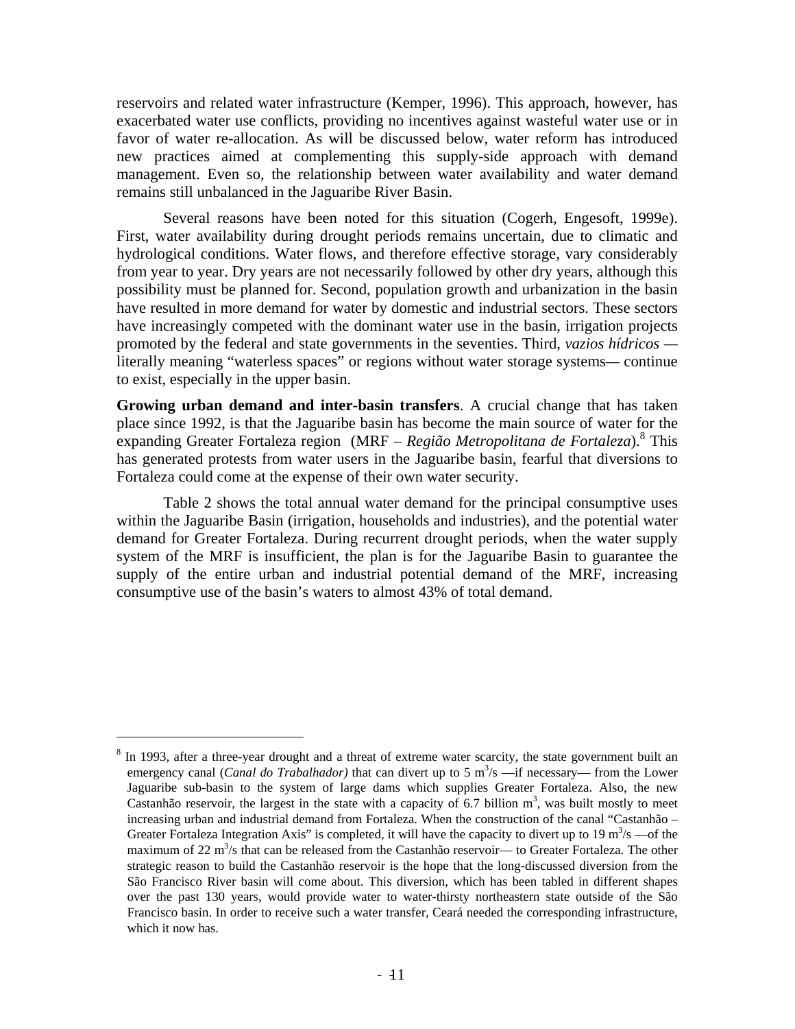reservoirs and related water infrastructure (Kemper, 1996). This approach, however, has exacerbated water use conflicts, providing no incentives against wasteful water use or in favor of water re-allocation. As will be discussed below, water reform has introduced new practices aimed at complementing this supply-side approach with demand management. Even so, the relationship between water availability and water demand remains still unbalanced in the Jaguaribe River Basin.

Several reasons have been noted for this situation (Cogerh, Engesoft, 1999e). First, water availability during drought periods remains uncertain, due to climatic and hydrological conditions. Water flows, and therefore effective storage, vary considerably from year to year. Dry years are not necessarily followed by other dry years, although this possibility must be planned for. Second, population growth and urbanization in the basin have resulted in more demand for water by domestic and industrial sectors. These sectors have increasingly competed with the dominant water use in the basin, irrigation projects promoted by the federal and state governments in the seventies. Third, *vazios hídricos* — literally meaning "waterless spaces" or regions without water storage systems— continue to exist, especially in the upper basin.

**Growing urban demand and inter-basin transfers**. A crucial change that has taken place since 1992, is that the Jaguaribe basin has become the main source of water for the expanding Greater Fortaleza region (MRF – *Região Metropolitana de Fortaleza*).[8] This has generated protests from water users in the Jaguaribe basin, fearful that diversions to Fortaleza could come at the expense of their own water security.

Table 2 shows the total annual water demand for the principal consumptive uses within the Jaguaribe Basin (irrigation, households and industries), and the potential water demand for Greater Fortaleza. During recurrent drought periods, when the water supply system of the MRF is insufficient, the plan is for the Jaguaribe Basin to guarantee the supply of the entire urban and industrial potential demand of the MRF, increasing consumptive use of the basin's waters to almost 43% of total demand.

---

[8] In 1993, after a three-year drought and a threat of extreme water scarcity, the state government built an emergency canal (*Canal do Trabalhador)* that can divert up to 5 $m^3/s$ —if necessary— from the Lower Jaguaribe sub-basin to the system of large dams which supplies Greater Fortaleza. Also, the new Castanhão reservoir, the largest in the state with a capacity of 6.7 billion $m^3$, was built mostly to meet increasing urban and industrial demand from Fortaleza. When the construction of the canal "Castanhão – Greater Fortaleza Integration Axis" is completed, it will have the capacity to divert up to 19 $m^3/s$ —of the maximum of 22 $m^3/s$ that can be released from the Castanhão reservoir— to Greater Fortaleza. The other strategic reason to build the Castanhão reservoir is the hope that the long-discussed diversion from the São Francisco River basin will come about. This diversion, which has been tabled in different shapes over the past 130 years, would provide water to water-thirsty northeastern state outside of the São Francisco basin. In order to receive such a water transfer, Ceará needed the corresponding infrastructure, which it now has.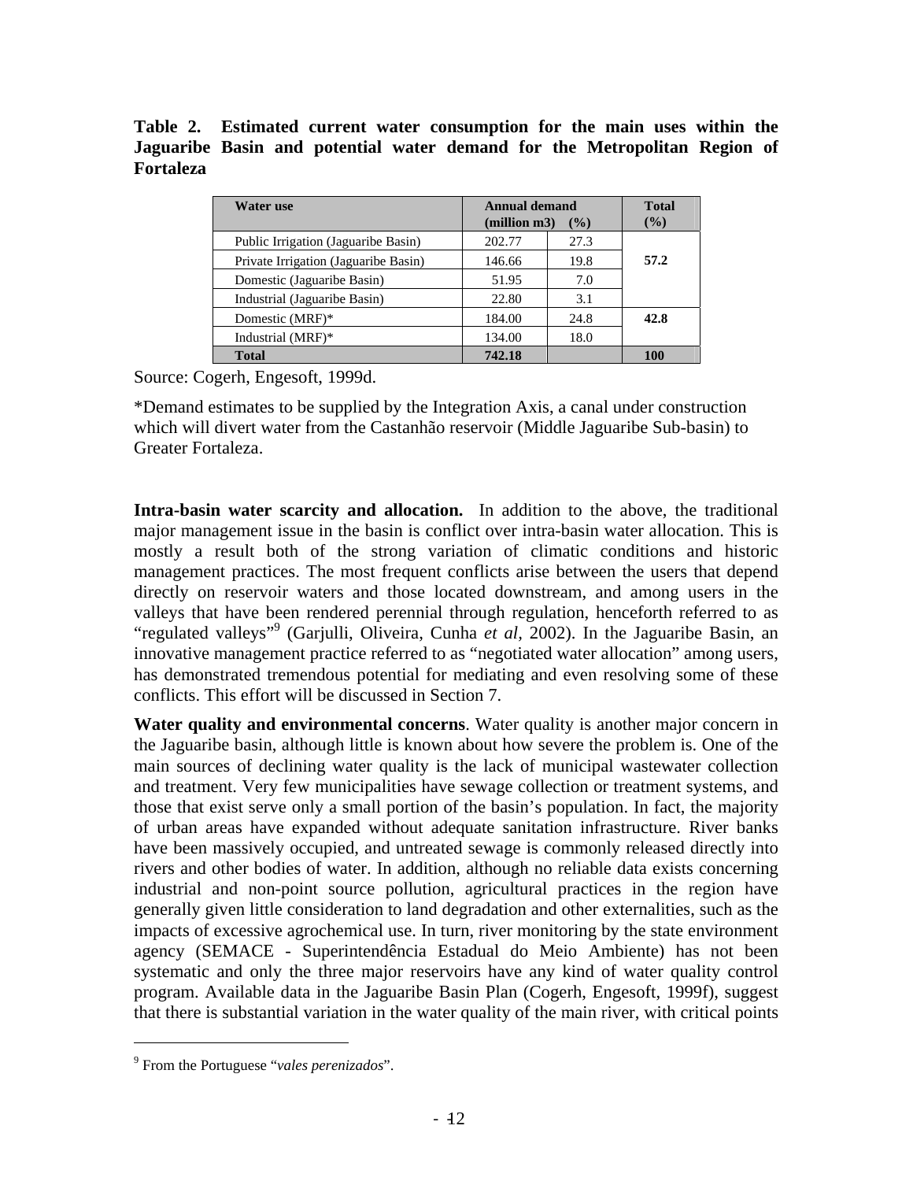**Table 2. Estimated current water consumption for the main uses within the Jaguaribe Basin and potential water demand for the Metropolitan Region of Fortaleza**

| Water use | Annual demand (million m3) | (%) | Total (%) |
|---|---|---|---|
| Public Irrigation (Jaguaribe Basin) | 202.77 | 27.3 | **57.2** |
| Private Irrigation (Jaguaribe Basin) | 146.66 | 19.8 | |
| Domestic (Jaguaribe Basin) | 51.95 | 7.0 | |
| Industrial (Jaguaribe Basin) | 22.80 | 3.1 | |
| Domestic (MRF)* | 184.00 | 24.8 | **42.8** |
| Industrial (MRF)* | 134.00 | 18.0 | |
| **Total** | **742.18** | | **100** |

Source: Cogerh, Engesoft, 1999d.

*Demand estimates to be supplied by the Integration Axis, a canal under construction which will divert water from the Castanhão reservoir (Middle Jaguaribe Sub-basin) to Greater Fortaleza.

**Intra-basin water scarcity and allocation.** In addition to the above, the traditional major management issue in the basin is conflict over intra-basin water allocation. This is mostly a result both of the strong variation of climatic conditions and historic management practices. The most frequent conflicts arise between the users that depend directly on reservoir waters and those located downstream, and among users in the valleys that have been rendered perennial through regulation, henceforth referred to as "regulated valleys"[9] (Garjulli, Oliveira, Cunha *et al*, 2002). In the Jaguaribe Basin, an innovative management practice referred to as "negotiated water allocation" among users, has demonstrated tremendous potential for mediating and even resolving some of these conflicts. This effort will be discussed in Section 7.

**Water quality and environmental concerns**. Water quality is another major concern in the Jaguaribe basin, although little is known about how severe the problem is. One of the main sources of declining water quality is the lack of municipal wastewater collection and treatment. Very few municipalities have sewage collection or treatment systems, and those that exist serve only a small portion of the basin's population. In fact, the majority of urban areas have expanded without adequate sanitation infrastructure. River banks have been massively occupied, and untreated sewage is commonly released directly into rivers and other bodies of water. In addition, although no reliable data exists concerning industrial and non-point source pollution, agricultural practices in the region have generally given little consideration to land degradation and other externalities, such as the impacts of excessive agrochemical use. In turn, river monitoring by the state environment agency (SEMACE - Superintendência Estadual do Meio Ambiente) has not been systematic and only the three major reservoirs have any kind of water quality control program. Available data in the Jaguaribe Basin Plan (Cogerh, Engesoft, 1999f), suggest that there is substantial variation in the water quality of the main river, with critical points

[9] From the Portuguese "*vales perenizados*".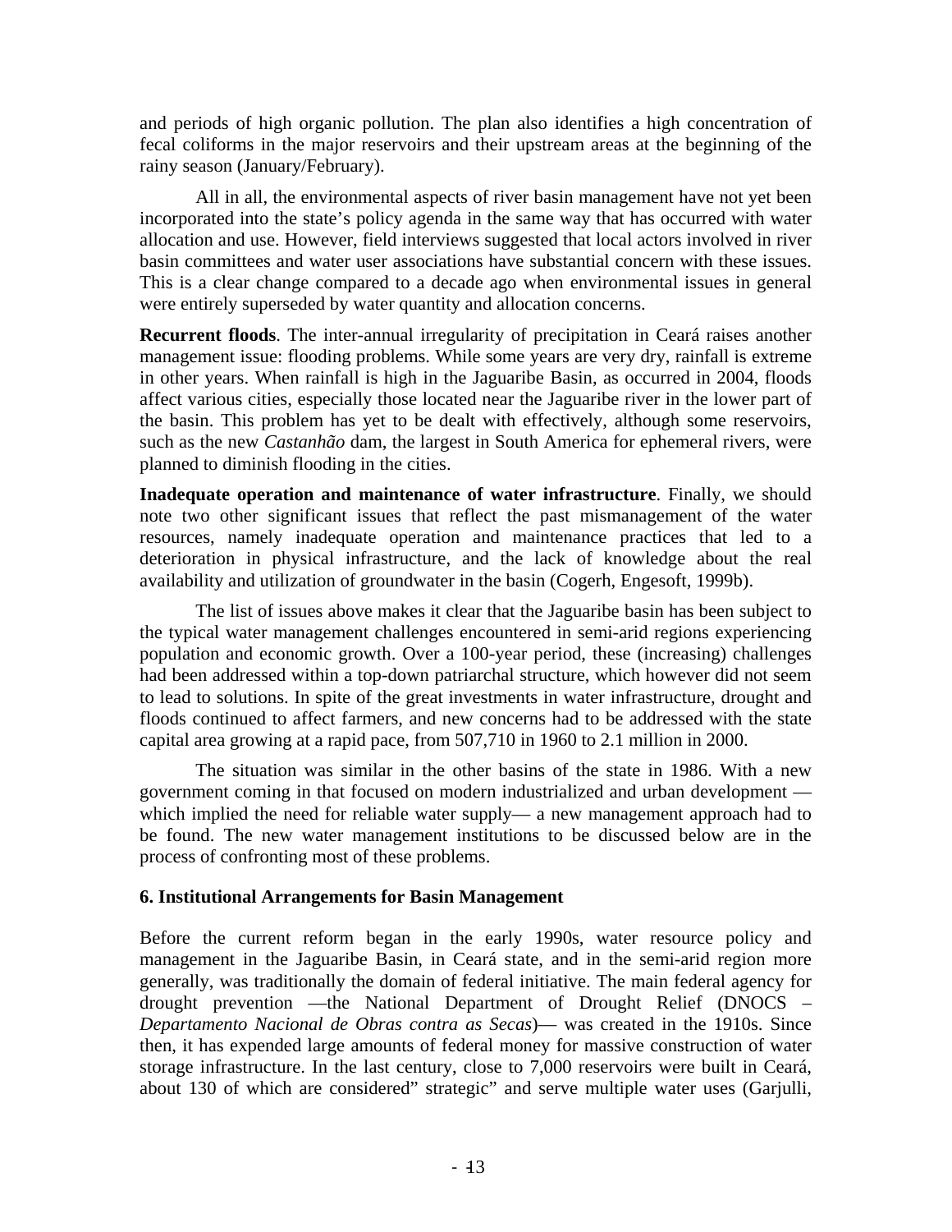and periods of high organic pollution. The plan also identifies a high concentration of fecal coliforms in the major reservoirs and their upstream areas at the beginning of the rainy season (January/February).

All in all, the environmental aspects of river basin management have not yet been incorporated into the state's policy agenda in the same way that has occurred with water allocation and use. However, field interviews suggested that local actors involved in river basin committees and water user associations have substantial concern with these issues. This is a clear change compared to a decade ago when environmental issues in general were entirely superseded by water quantity and allocation concerns.

**Recurrent floods**. The inter-annual irregularity of precipitation in Ceará raises another management issue: flooding problems. While some years are very dry, rainfall is extreme in other years. When rainfall is high in the Jaguaribe Basin, as occurred in 2004, floods affect various cities, especially those located near the Jaguaribe river in the lower part of the basin. This problem has yet to be dealt with effectively, although some reservoirs, such as the new *Castanhão* dam, the largest in South America for ephemeral rivers, were planned to diminish flooding in the cities.

**Inadequate operation and maintenance of water infrastructure**. Finally, we should note two other significant issues that reflect the past mismanagement of the water resources, namely inadequate operation and maintenance practices that led to a deterioration in physical infrastructure, and the lack of knowledge about the real availability and utilization of groundwater in the basin (Cogerh, Engesoft, 1999b).

The list of issues above makes it clear that the Jaguaribe basin has been subject to the typical water management challenges encountered in semi-arid regions experiencing population and economic growth. Over a 100-year period, these (increasing) challenges had been addressed within a top-down patriarchal structure, which however did not seem to lead to solutions. In spite of the great investments in water infrastructure, drought and floods continued to affect farmers, and new concerns had to be addressed with the state capital area growing at a rapid pace, from 507,710 in 1960 to 2.1 million in 2000.

The situation was similar in the other basins of the state in 1986. With a new government coming in that focused on modern industrialized and urban development — which implied the need for reliable water supply— a new management approach had to be found. The new water management institutions to be discussed below are in the process of confronting most of these problems.

### 6. Institutional Arrangements for Basin Management

Before the current reform began in the early 1990s, water resource policy and management in the Jaguaribe Basin, in Ceará state, and in the semi-arid region more generally, was traditionally the domain of federal initiative. The main federal agency for drought prevention —the National Department of Drought Relief (DNOCS – *Departamento Nacional de Obras contra as Secas*)— was created in the 1910s. Since then, it has expended large amounts of federal money for massive construction of water storage infrastructure. In the last century, close to 7,000 reservoirs were built in Ceará, about 130 of which are considered" strategic" and serve multiple water uses (Garjulli,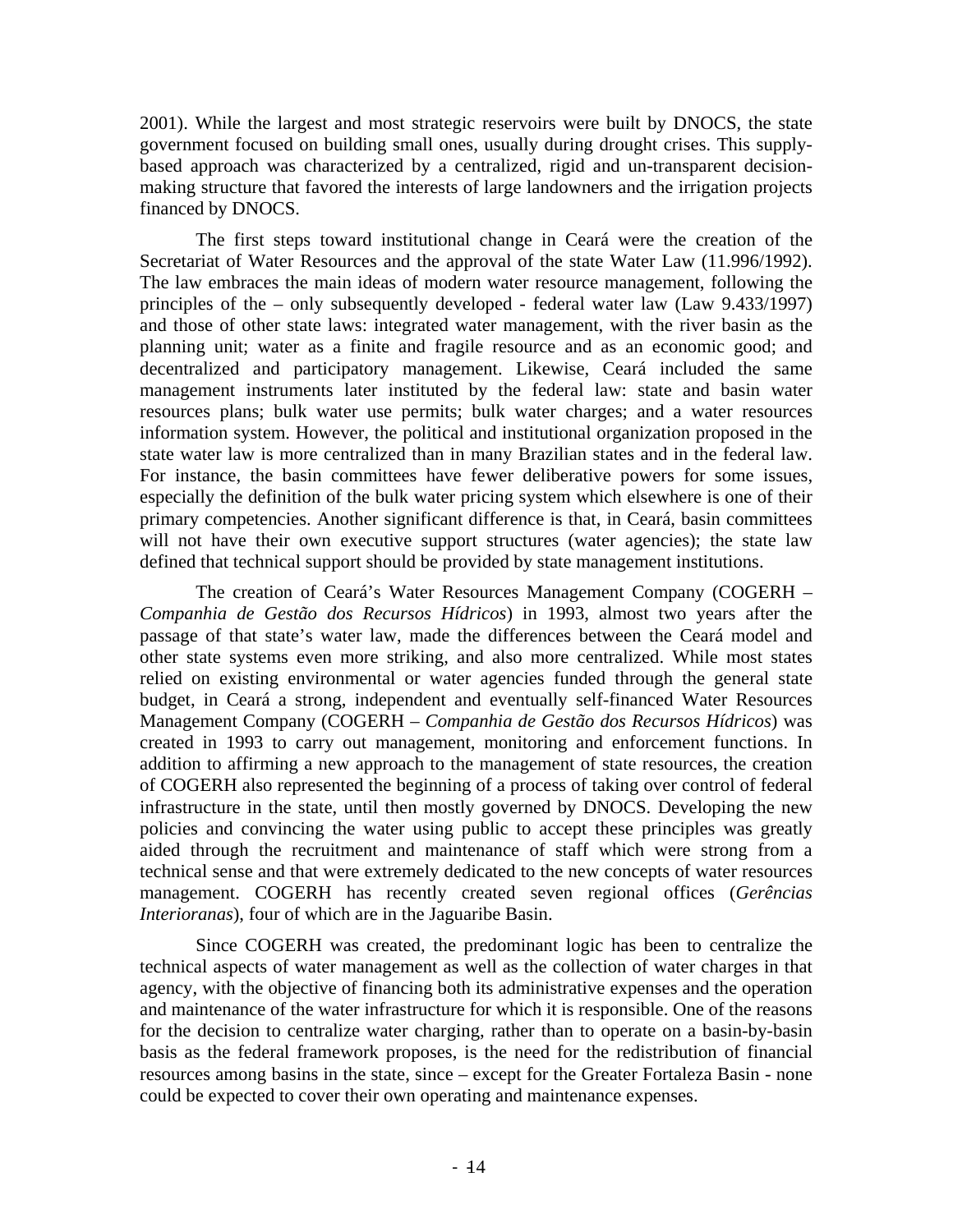2001). While the largest and most strategic reservoirs were built by DNOCS, the state government focused on building small ones, usually during drought crises. This supply-based approach was characterized by a centralized, rigid and un-transparent decision-making structure that favored the interests of large landowners and the irrigation projects financed by DNOCS.

The first steps toward institutional change in Ceará were the creation of the Secretariat of Water Resources and the approval of the state Water Law (11.996/1992). The law embraces the main ideas of modern water resource management, following the principles of the – only subsequently developed - federal water law (Law 9.433/1997) and those of other state laws: integrated water management, with the river basin as the planning unit; water as a finite and fragile resource and as an economic good; and decentralized and participatory management. Likewise, Ceará included the same management instruments later instituted by the federal law: state and basin water resources plans; bulk water use permits; bulk water charges; and a water resources information system. However, the political and institutional organization proposed in the state water law is more centralized than in many Brazilian states and in the federal law. For instance, the basin committees have fewer deliberative powers for some issues, especially the definition of the bulk water pricing system which elsewhere is one of their primary competencies. Another significant difference is that, in Ceará, basin committees will not have their own executive support structures (water agencies); the state law defined that technical support should be provided by state management institutions.

The creation of Ceará's Water Resources Management Company (COGERH – *Companhia de Gestão dos Recursos Hídricos*) in 1993, almost two years after the passage of that state's water law, made the differences between the Ceará model and other state systems even more striking, and also more centralized. While most states relied on existing environmental or water agencies funded through the general state budget, in Ceará a strong, independent and eventually self-financed Water Resources Management Company (COGERH – *Companhia de Gestão dos Recursos Hídricos*) was created in 1993 to carry out management, monitoring and enforcement functions. In addition to affirming a new approach to the management of state resources, the creation of COGERH also represented the beginning of a process of taking over control of federal infrastructure in the state, until then mostly governed by DNOCS. Developing the new policies and convincing the water using public to accept these principles was greatly aided through the recruitment and maintenance of staff which were strong from a technical sense and that were extremely dedicated to the new concepts of water resources management. COGERH has recently created seven regional offices (*Gerências Interioranas*), four of which are in the Jaguaribe Basin.

Since COGERH was created, the predominant logic has been to centralize the technical aspects of water management as well as the collection of water charges in that agency, with the objective of financing both its administrative expenses and the operation and maintenance of the water infrastructure for which it is responsible. One of the reasons for the decision to centralize water charging, rather than to operate on a basin-by-basin basis as the federal framework proposes, is the need for the redistribution of financial resources among basins in the state, since – except for the Greater Fortaleza Basin - none could be expected to cover their own operating and maintenance expenses.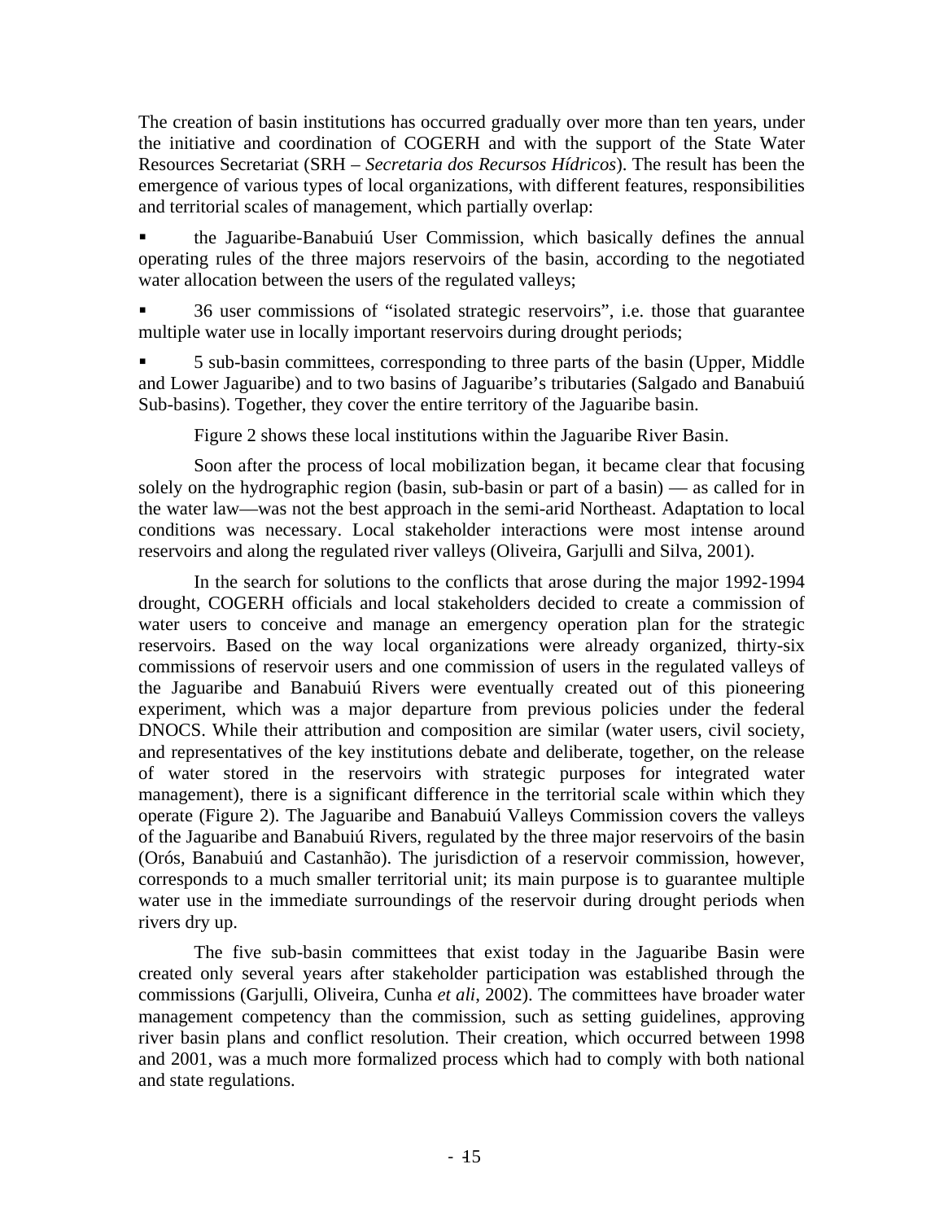The creation of basin institutions has occurred gradually over more than ten years, under the initiative and coordination of COGERH and with the support of the State Water Resources Secretariat (SRH – *Secretaria dos Recursos Hídricos*). The result has been the emergence of various types of local organizations, with different features, responsibilities and territorial scales of management, which partially overlap:

- the Jaguaribe-Banabuiú User Commission, which basically defines the annual operating rules of the three majors reservoirs of the basin, according to the negotiated water allocation between the users of the regulated valleys;
- 36 user commissions of "isolated strategic reservoirs", i.e. those that guarantee multiple water use in locally important reservoirs during drought periods;
- 5 sub-basin committees, corresponding to three parts of the basin (Upper, Middle and Lower Jaguaribe) and to two basins of Jaguaribe's tributaries (Salgado and Banabuiú Sub-basins). Together, they cover the entire territory of the Jaguaribe basin.

Figure 2 shows these local institutions within the Jaguaribe River Basin.

Soon after the process of local mobilization began, it became clear that focusing solely on the hydrographic region (basin, sub-basin or part of a basin) — as called for in the water law—was not the best approach in the semi-arid Northeast. Adaptation to local conditions was necessary. Local stakeholder interactions were most intense around reservoirs and along the regulated river valleys (Oliveira, Garjulli and Silva, 2001).

In the search for solutions to the conflicts that arose during the major 1992-1994 drought, COGERH officials and local stakeholders decided to create a commission of water users to conceive and manage an emergency operation plan for the strategic reservoirs. Based on the way local organizations were already organized, thirty-six commissions of reservoir users and one commission of users in the regulated valleys of the Jaguaribe and Banabuiú Rivers were eventually created out of this pioneering experiment, which was a major departure from previous policies under the federal DNOCS. While their attribution and composition are similar (water users, civil society, and representatives of the key institutions debate and deliberate, together, on the release of water stored in the reservoirs with strategic purposes for integrated water management), there is a significant difference in the territorial scale within which they operate (Figure 2). The Jaguaribe and Banabuiú Valleys Commission covers the valleys of the Jaguaribe and Banabuiú Rivers, regulated by the three major reservoirs of the basin (Orós, Banabuiú and Castanhão). The jurisdiction of a reservoir commission, however, corresponds to a much smaller territorial unit; its main purpose is to guarantee multiple water use in the immediate surroundings of the reservoir during drought periods when rivers dry up.

The five sub-basin committees that exist today in the Jaguaribe Basin were created only several years after stakeholder participation was established through the commissions (Garjulli, Oliveira, Cunha *et ali*, 2002). The committees have broader water management competency than the commission, such as setting guidelines, approving river basin plans and conflict resolution. Their creation, which occurred between 1998 and 2001, was a much more formalized process which had to comply with both national and state regulations.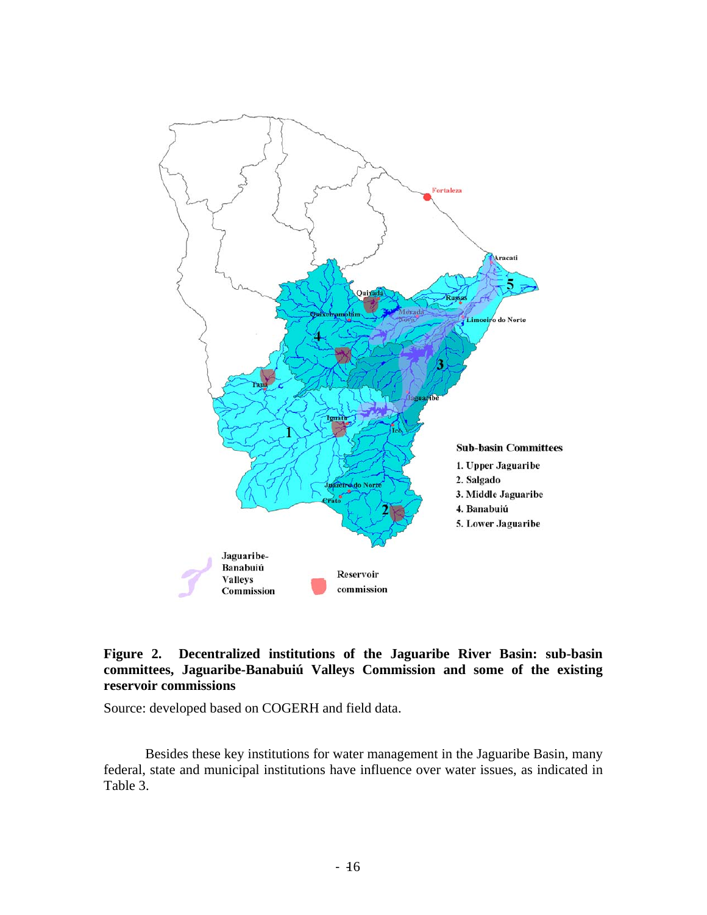**Figure 2. Decentralized institutions of the Jaguaribe River Basin: sub-basin committees, Jaguaribe-Banabuiú Valleys Commission and some of the existing reservoir commissions**

Source: developed based on COGERH and field data.

Besides these key institutions for water management in the Jaguaribe Basin, many federal, state and municipal institutions have influence over water issues, as indicated in Table 3.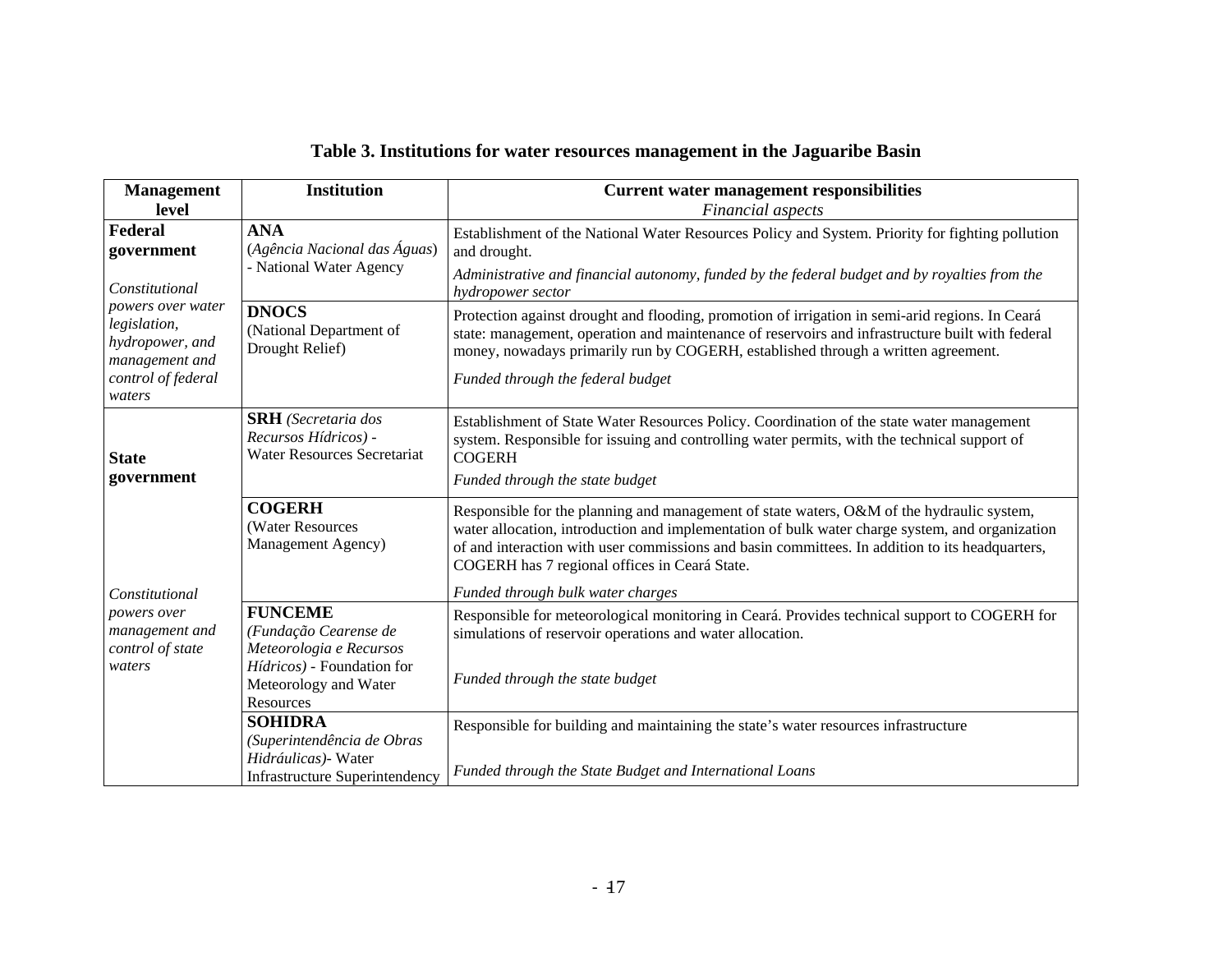**Table 3. Institutions for water resources management in the Jaguaribe Basin**

| Management level | Institution | Current water management responsibilities<br>*Financial aspects* |
|---|---|---|
| **Federal government**<br><br>*Constitutional powers over water legislation, hydropower, and management and control of federal waters* | **ANA**<br>(*Agência Nacional das Águas*) - National Water Agency | Establishment of the National Water Resources Policy and System. Priority for fighting pollution and drought.<br>*Administrative and financial autonomy, funded by the federal budget and by royalties from the hydropower sector* |
| | **DNOCS**<br>(National Department of Drought Relief) | Protection against drought and flooding, promotion of irrigation in semi-arid regions. In Ceará state: management, operation and maintenance of reservoirs and infrastructure built with federal money, nowadays primarily run by COGERH, established through a written agreement.<br>*Funded through the federal budget* |
| **State government**<br><br>*Constitutional powers over management and control of state waters* | **SRH** *(Secretaria dos Recursos Hídricos)* - Water Resources Secretariat | Establishment of State Water Resources Policy. Coordination of the state water management system. Responsible for issuing and controlling water permits, with the technical support of COGERH<br>*Funded through the state budget* |
| | **COGERH**<br>(Water Resources Management Agency) | Responsible for the planning and management of state waters, O&M of the hydraulic system, water allocation, introduction and implementation of bulk water charge system, and organization of and interaction with user commissions and basin committees. In addition to its headquarters, COGERH has 7 regional offices in Ceará State.<br>*Funded through bulk water charges* |
| | **FUNCEME**<br>*(Fundação Cearense de Meteorologia e Recursos Hídricos)* - Foundation for Meteorology and Water Resources | Responsible for meteorological monitoring in Ceará. Provides technical support to COGERH for simulations of reservoir operations and water allocation.<br>*Funded through the state budget* |
| | **SOHIDRA**<br>*(Superintendência de Obras Hidráulicas)*- Water Infrastructure Superintendency | Responsible for building and maintaining the state's water resources infrastructure<br>*Funded through the State Budget and International Loans* |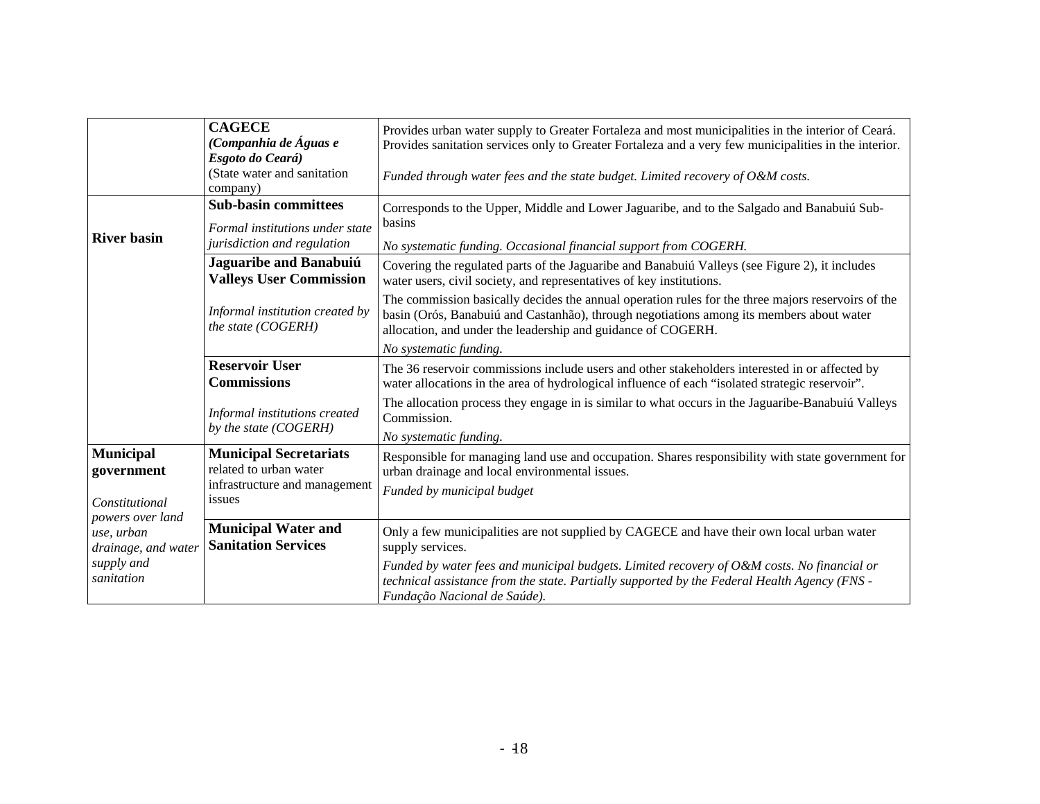| | | |
|---|---|---|
| | **CAGECE** *(Companhia de Águas e Esgoto do Ceará)* (State water and sanitation company) | Provides urban water supply to Greater Fortaleza and most municipalities in the interior of Ceará. Provides sanitation services only to Greater Fortaleza and a very few municipalities in the interior.<br><br>*Funded through water fees and the state budget. Limited recovery of O&M costs.* |
| **River basin** | **Sub-basin committees**<br><br>*Formal institutions under state jurisdiction and regulation* | Corresponds to the Upper, Middle and Lower Jaguaribe, and to the Salgado and Banabuiú Sub-basins<br><br>*No systematic funding. Occasional financial support from COGERH.* |
| | **Jaguaribe and Banabuiú Valleys User Commission**<br><br>*Informal institution created by the state (COGERH)* | Covering the regulated parts of the Jaguaribe and Banabuiú Valleys (see Figure 2), it includes water users, civil society, and representatives of key institutions.<br><br>The commission basically decides the annual operation rules for the three majors reservoirs of the basin (Orós, Banabuiú and Castanhão), through negotiations among its members about water allocation, and under the leadership and guidance of COGERH.<br><br>*No systematic funding.* |
| | **Reservoir User Commissions**<br><br>*Informal institutions created by the state (COGERH)* | The 36 reservoir commissions include users and other stakeholders interested in or affected by water allocations in the area of hydrological influence of each "isolated strategic reservoir".<br><br>The allocation process they engage in is similar to what occurs in the Jaguaribe-Banabuiú Valleys Commission.<br><br>*No systematic funding.* |
| **Municipal government**<br><br>*Constitutional powers over land use, urban drainage, and water supply and sanitation* | **Municipal Secretariats** related to urban water infrastructure and management issues | Responsible for managing land use and occupation. Shares responsibility with state government for urban drainage and local environmental issues.<br><br>*Funded by municipal budget* |
| | **Municipal Water and Sanitation Services** | Only a few municipalities are not supplied by CAGECE and have their own local urban water supply services.<br><br>*Funded by water fees and municipal budgets. Limited recovery of O&M costs. No financial or technical assistance from the state. Partially supported by the Federal Health Agency (FNS - Fundação Nacional de Saúde).* |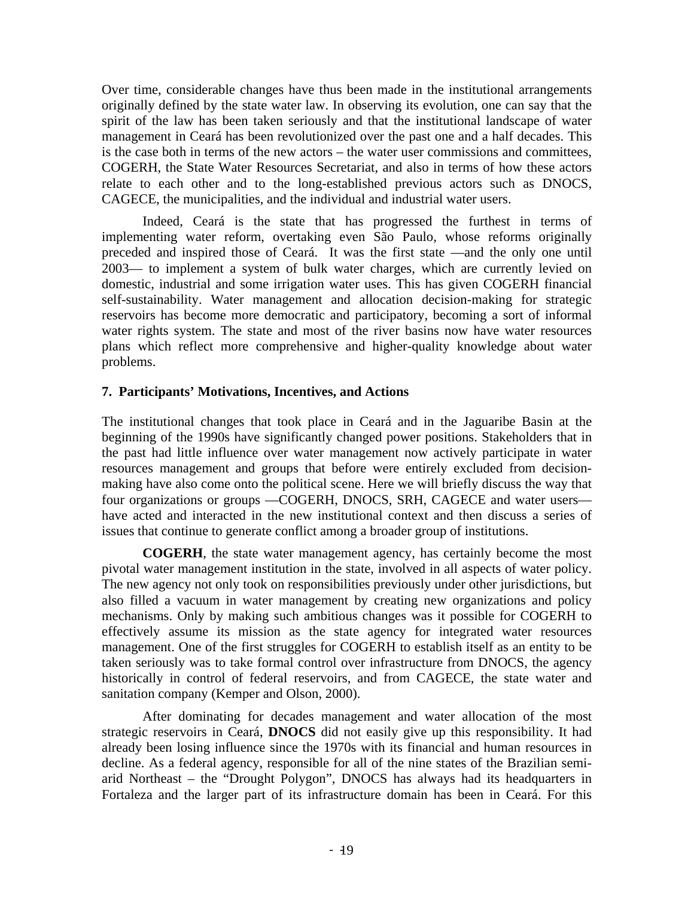Over time, considerable changes have thus been made in the institutional arrangements originally defined by the state water law. In observing its evolution, one can say that the spirit of the law has been taken seriously and that the institutional landscape of water management in Ceará has been revolutionized over the past one and a half decades. This is the case both in terms of the new actors – the water user commissions and committees, COGERH, the State Water Resources Secretariat, and also in terms of how these actors relate to each other and to the long-established previous actors such as DNOCS, CAGECE, the municipalities, and the individual and industrial water users.

Indeed, Ceará is the state that has progressed the furthest in terms of implementing water reform, overtaking even São Paulo, whose reforms originally preceded and inspired those of Ceará. It was the first state —and the only one until 2003— to implement a system of bulk water charges, which are currently levied on domestic, industrial and some irrigation water uses. This has given COGERH financial self-sustainability. Water management and allocation decision-making for strategic reservoirs has become more democratic and participatory, becoming a sort of informal water rights system. The state and most of the river basins now have water resources plans which reflect more comprehensive and higher-quality knowledge about water problems.

## 7. Participants' Motivations, Incentives, and Actions

The institutional changes that took place in Ceará and in the Jaguaribe Basin at the beginning of the 1990s have significantly changed power positions. Stakeholders that in the past had little influence over water management now actively participate in water resources management and groups that before were entirely excluded from decision-making have also come onto the political scene. Here we will briefly discuss the way that four organizations or groups —COGERH, DNOCS, SRH, CAGECE and water users— have acted and interacted in the new institutional context and then discuss a series of issues that continue to generate conflict among a broader group of institutions.

**COGERH**, the state water management agency, has certainly become the most pivotal water management institution in the state, involved in all aspects of water policy. The new agency not only took on responsibilities previously under other jurisdictions, but also filled a vacuum in water management by creating new organizations and policy mechanisms. Only by making such ambitious changes was it possible for COGERH to effectively assume its mission as the state agency for integrated water resources management. One of the first struggles for COGERH to establish itself as an entity to be taken seriously was to take formal control over infrastructure from DNOCS, the agency historically in control of federal reservoirs, and from CAGECE, the state water and sanitation company (Kemper and Olson, 2000).

After dominating for decades management and water allocation of the most strategic reservoirs in Ceará, **DNOCS** did not easily give up this responsibility. It had already been losing influence since the 1970s with its financial and human resources in decline. As a federal agency, responsible for all of the nine states of the Brazilian semi-arid Northeast – the "Drought Polygon", DNOCS has always had its headquarters in Fortaleza and the larger part of its infrastructure domain has been in Ceará. For this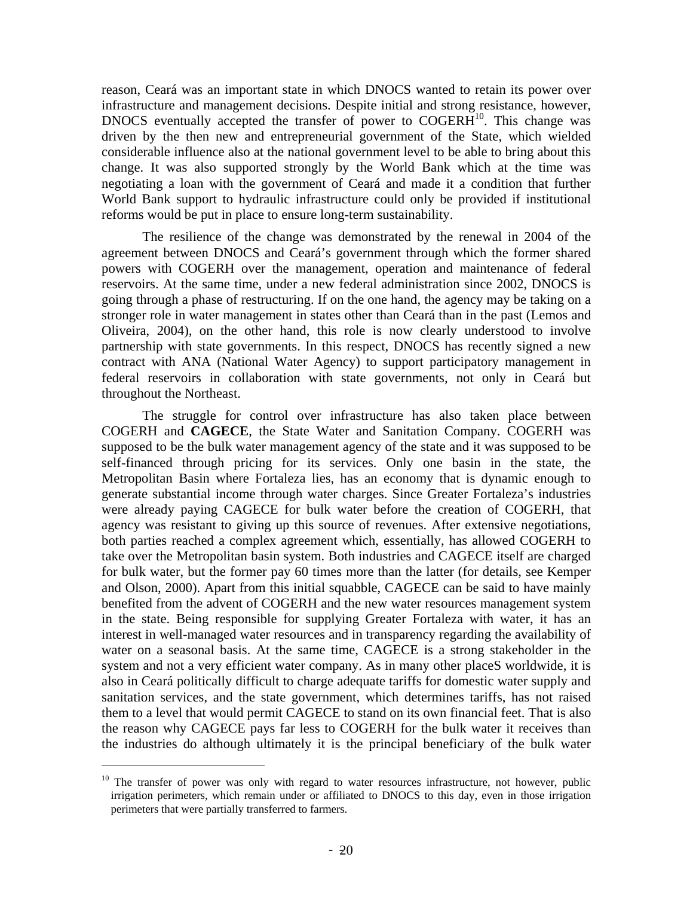reason, Ceará was an important state in which DNOCS wanted to retain its power over infrastructure and management decisions. Despite initial and strong resistance, however, DNOCS eventually accepted the transfer of power to COGERH[10]. This change was driven by the then new and entrepreneurial government of the State, which wielded considerable influence also at the national government level to be able to bring about this change. It was also supported strongly by the World Bank which at the time was negotiating a loan with the government of Ceará and made it a condition that further World Bank support to hydraulic infrastructure could only be provided if institutional reforms would be put in place to ensure long-term sustainability.

The resilience of the change was demonstrated by the renewal in 2004 of the agreement between DNOCS and Ceará's government through which the former shared powers with COGERH over the management, operation and maintenance of federal reservoirs. At the same time, under a new federal administration since 2002, DNOCS is going through a phase of restructuring. If on the one hand, the agency may be taking on a stronger role in water management in states other than Ceará than in the past (Lemos and Oliveira, 2004), on the other hand, this role is now clearly understood to involve partnership with state governments. In this respect, DNOCS has recently signed a new contract with ANA (National Water Agency) to support participatory management in federal reservoirs in collaboration with state governments, not only in Ceará but throughout the Northeast.

The struggle for control over infrastructure has also taken place between COGERH and **CAGECE**, the State Water and Sanitation Company. COGERH was supposed to be the bulk water management agency of the state and it was supposed to be self-financed through pricing for its services. Only one basin in the state, the Metropolitan Basin where Fortaleza lies, has an economy that is dynamic enough to generate substantial income through water charges. Since Greater Fortaleza's industries were already paying CAGECE for bulk water before the creation of COGERH, that agency was resistant to giving up this source of revenues. After extensive negotiations, both parties reached a complex agreement which, essentially, has allowed COGERH to take over the Metropolitan basin system. Both industries and CAGECE itself are charged for bulk water, but the former pay 60 times more than the latter (for details, see Kemper and Olson, 2000). Apart from this initial squabble, CAGECE can be said to have mainly benefited from the advent of COGERH and the new water resources management system in the state. Being responsible for supplying Greater Fortaleza with water, it has an interest in well-managed water resources and in transparency regarding the availability of water on a seasonal basis. At the same time, CAGECE is a strong stakeholder in the system and not a very efficient water company. As in many other placeS worldwide, it is also in Ceará politically difficult to charge adequate tariffs for domestic water supply and sanitation services, and the state government, which determines tariffs, has not raised them to a level that would permit CAGECE to stand on its own financial feet. That is also the reason why CAGECE pays far less to COGERH for the bulk water it receives than the industries do although ultimately it is the principal beneficiary of the bulk water

---

[10] The transfer of power was only with regard to water resources infrastructure, not however, public irrigation perimeters, which remain under or affiliated to DNOCS to this day, even in those irrigation perimeters that were partially transferred to farmers.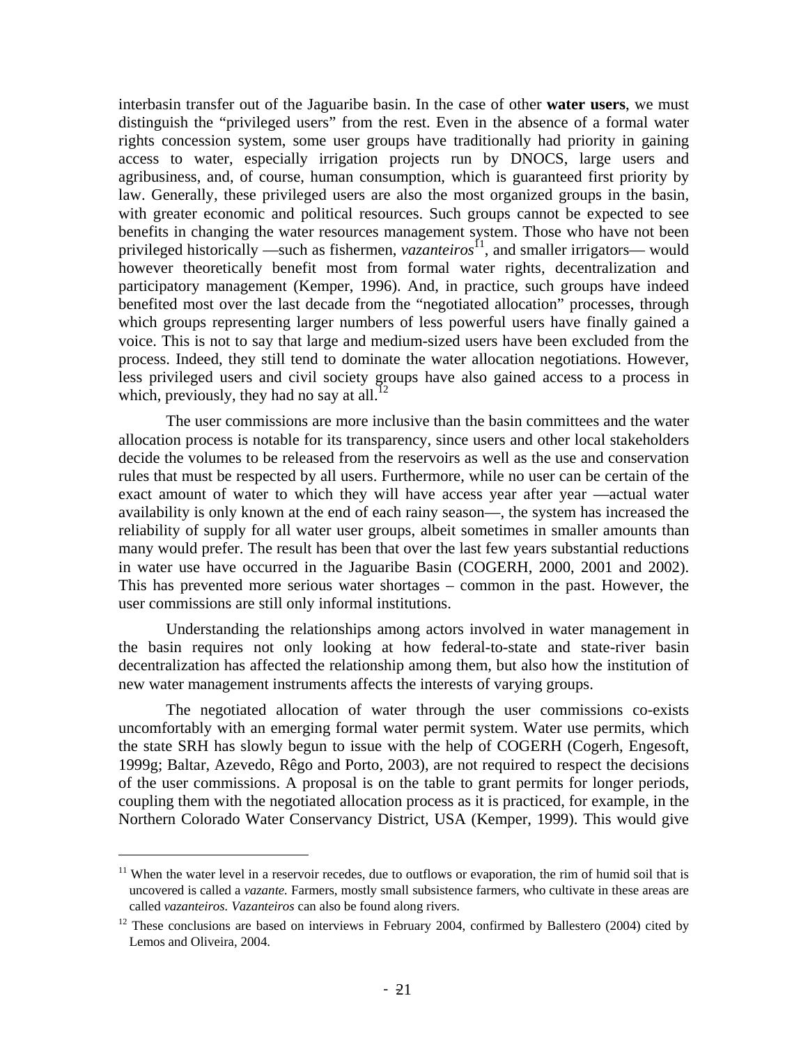interbasin transfer out of the Jaguaribe basin. In the case of other **water users**, we must distinguish the "privileged users" from the rest. Even in the absence of a formal water rights concession system, some user groups have traditionally had priority in gaining access to water, especially irrigation projects run by DNOCS, large users and agribusiness, and, of course, human consumption, which is guaranteed first priority by law. Generally, these privileged users are also the most organized groups in the basin, with greater economic and political resources. Such groups cannot be expected to see benefits in changing the water resources management system. Those who have not been privileged historically —such as fishermen, *vazanteiros*[11], and smaller irrigators— would however theoretically benefit most from formal water rights, decentralization and participatory management (Kemper, 1996). And, in practice, such groups have indeed benefited most over the last decade from the "negotiated allocation" processes, through which groups representing larger numbers of less powerful users have finally gained a voice. This is not to say that large and medium-sized users have been excluded from the process. Indeed, they still tend to dominate the water allocation negotiations. However, less privileged users and civil society groups have also gained access to a process in which, previously, they had no say at all.[12]

The user commissions are more inclusive than the basin committees and the water allocation process is notable for its transparency, since users and other local stakeholders decide the volumes to be released from the reservoirs as well as the use and conservation rules that must be respected by all users. Furthermore, while no user can be certain of the exact amount of water to which they will have access year after year —actual water availability is only known at the end of each rainy season—, the system has increased the reliability of supply for all water user groups, albeit sometimes in smaller amounts than many would prefer. The result has been that over the last few years substantial reductions in water use have occurred in the Jaguaribe Basin (COGERH, 2000, 2001 and 2002). This has prevented more serious water shortages – common in the past. However, the user commissions are still only informal institutions.

Understanding the relationships among actors involved in water management in the basin requires not only looking at how federal-to-state and state-river basin decentralization has affected the relationship among them, but also how the institution of new water management instruments affects the interests of varying groups.

The negotiated allocation of water through the user commissions co-exists uncomfortably with an emerging formal water permit system. Water use permits, which the state SRH has slowly begun to issue with the help of COGERH (Cogerh, Engesoft, 1999g; Baltar, Azevedo, Rêgo and Porto, 2003), are not required to respect the decisions of the user commissions. A proposal is on the table to grant permits for longer periods, coupling them with the negotiated allocation process as it is practiced, for example, in the Northern Colorado Water Conservancy District, USA (Kemper, 1999). This would give

[11] When the water level in a reservoir recedes, due to outflows or evaporation, the rim of humid soil that is uncovered is called a *vazante.* Farmers, mostly small subsistence farmers, who cultivate in these areas are called *vazanteiros. Vazanteiros* can also be found along rivers.

[12] These conclusions are based on interviews in February 2004, confirmed by Ballestero (2004) cited by Lemos and Oliveira, 2004.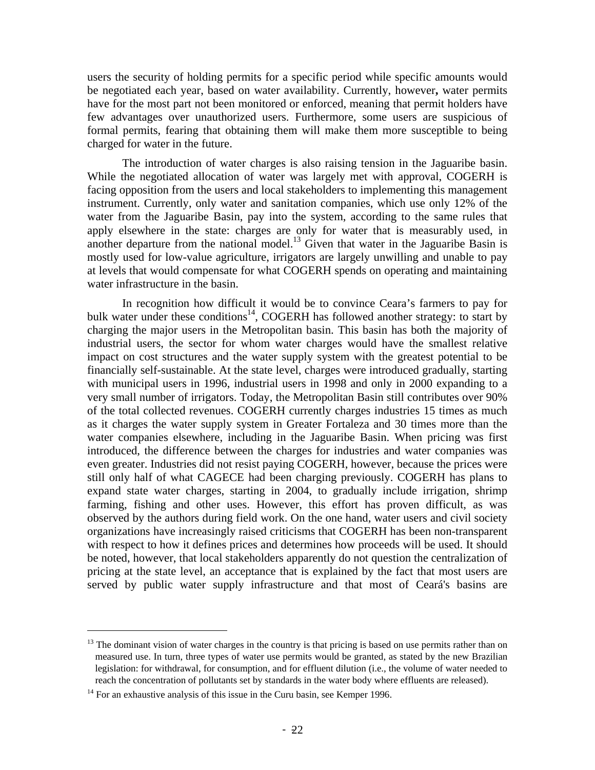users the security of holding permits for a specific period while specific amounts would be negotiated each year, based on water availability. Currently, however**,** water permits have for the most part not been monitored or enforced, meaning that permit holders have few advantages over unauthorized users. Furthermore, some users are suspicious of formal permits, fearing that obtaining them will make them more susceptible to being charged for water in the future.

The introduction of water charges is also raising tension in the Jaguaribe basin. While the negotiated allocation of water was largely met with approval, COGERH is facing opposition from the users and local stakeholders to implementing this management instrument. Currently, only water and sanitation companies, which use only 12% of the water from the Jaguaribe Basin, pay into the system, according to the same rules that apply elsewhere in the state: charges are only for water that is measurably used, in another departure from the national model.[13] Given that water in the Jaguaribe Basin is mostly used for low-value agriculture, irrigators are largely unwilling and unable to pay at levels that would compensate for what COGERH spends on operating and maintaining water infrastructure in the basin.

In recognition how difficult it would be to convince Ceara's farmers to pay for bulk water under these conditions[14], COGERH has followed another strategy: to start by charging the major users in the Metropolitan basin. This basin has both the majority of industrial users, the sector for whom water charges would have the smallest relative impact on cost structures and the water supply system with the greatest potential to be financially self-sustainable. At the state level, charges were introduced gradually, starting with municipal users in 1996, industrial users in 1998 and only in 2000 expanding to a very small number of irrigators. Today, the Metropolitan Basin still contributes over 90% of the total collected revenues. COGERH currently charges industries 15 times as much as it charges the water supply system in Greater Fortaleza and 30 times more than the water companies elsewhere, including in the Jaguaribe Basin. When pricing was first introduced, the difference between the charges for industries and water companies was even greater. Industries did not resist paying COGERH, however, because the prices were still only half of what CAGECE had been charging previously. COGERH has plans to expand state water charges, starting in 2004, to gradually include irrigation, shrimp farming, fishing and other uses. However, this effort has proven difficult, as was observed by the authors during field work. On the one hand, water users and civil society organizations have increasingly raised criticisms that COGERH has been non-transparent with respect to how it defines prices and determines how proceeds will be used. It should be noted, however, that local stakeholders apparently do not question the centralization of pricing at the state level, an acceptance that is explained by the fact that most users are served by public water supply infrastructure and that most of Ceará's basins are

[13] The dominant vision of water charges in the country is that pricing is based on use permits rather than on measured use. In turn, three types of water use permits would be granted, as stated by the new Brazilian legislation: for withdrawal, for consumption, and for effluent dilution (i.e., the volume of water needed to reach the concentration of pollutants set by standards in the water body where effluents are released).

[14] For an exhaustive analysis of this issue in the Curu basin, see Kemper 1996.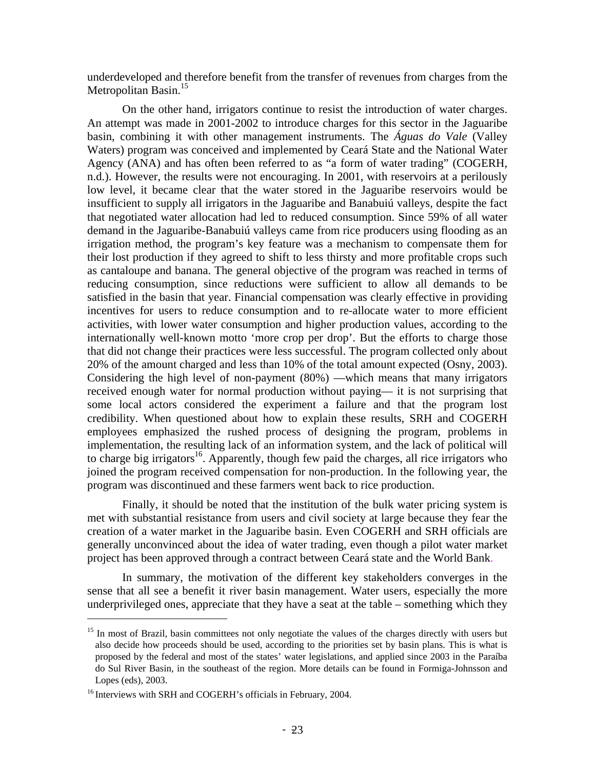underdeveloped and therefore benefit from the transfer of revenues from charges from the Metropolitan Basin.[15]

On the other hand, irrigators continue to resist the introduction of water charges. An attempt was made in 2001-2002 to introduce charges for this sector in the Jaguaribe basin, combining it with other management instruments. The *Águas do Vale* (Valley Waters) program was conceived and implemented by Ceará State and the National Water Agency (ANA) and has often been referred to as "a form of water trading" (COGERH, n.d.). However, the results were not encouraging. In 2001, with reservoirs at a perilously low level, it became clear that the water stored in the Jaguaribe reservoirs would be insufficient to supply all irrigators in the Jaguaribe and Banabuiú valleys, despite the fact that negotiated water allocation had led to reduced consumption. Since 59% of all water demand in the Jaguaribe-Banabuiú valleys came from rice producers using flooding as an irrigation method, the program's key feature was a mechanism to compensate them for their lost production if they agreed to shift to less thirsty and more profitable crops such as cantaloupe and banana. The general objective of the program was reached in terms of reducing consumption, since reductions were sufficient to allow all demands to be satisfied in the basin that year. Financial compensation was clearly effective in providing incentives for users to reduce consumption and to re-allocate water to more efficient activities, with lower water consumption and higher production values, according to the internationally well-known motto 'more crop per drop'. But the efforts to charge those that did not change their practices were less successful. The program collected only about 20% of the amount charged and less than 10% of the total amount expected (Osny, 2003). Considering the high level of non-payment (80%) —which means that many irrigators received enough water for normal production without paying— it is not surprising that some local actors considered the experiment a failure and that the program lost credibility. When questioned about how to explain these results, SRH and COGERH employees emphasized the rushed process of designing the program, problems in implementation, the resulting lack of an information system, and the lack of political will to charge big irrigators[16]. Apparently, though few paid the charges, all rice irrigators who joined the program received compensation for non-production. In the following year, the program was discontinued and these farmers went back to rice production.

Finally, it should be noted that the institution of the bulk water pricing system is met with substantial resistance from users and civil society at large because they fear the creation of a water market in the Jaguaribe basin. Even COGERH and SRH officials are generally unconvinced about the idea of water trading, even though a pilot water market project has been approved through a contract between Ceará state and the World Bank.

In summary, the motivation of the different key stakeholders converges in the sense that all see a benefit it river basin management. Water users, especially the more underprivileged ones, appreciate that they have a seat at the table – something which they

[15] In most of Brazil, basin committees not only negotiate the values of the charges directly with users but also decide how proceeds should be used, according to the priorities set by basin plans. This is what is proposed by the federal and most of the states' water legislations, and applied since 2003 in the Paraíba do Sul River Basin, in the southeast of the region. More details can be found in Formiga-Johnsson and Lopes (eds), 2003.

[16] Interviews with SRH and COGERH's officials in February, 2004.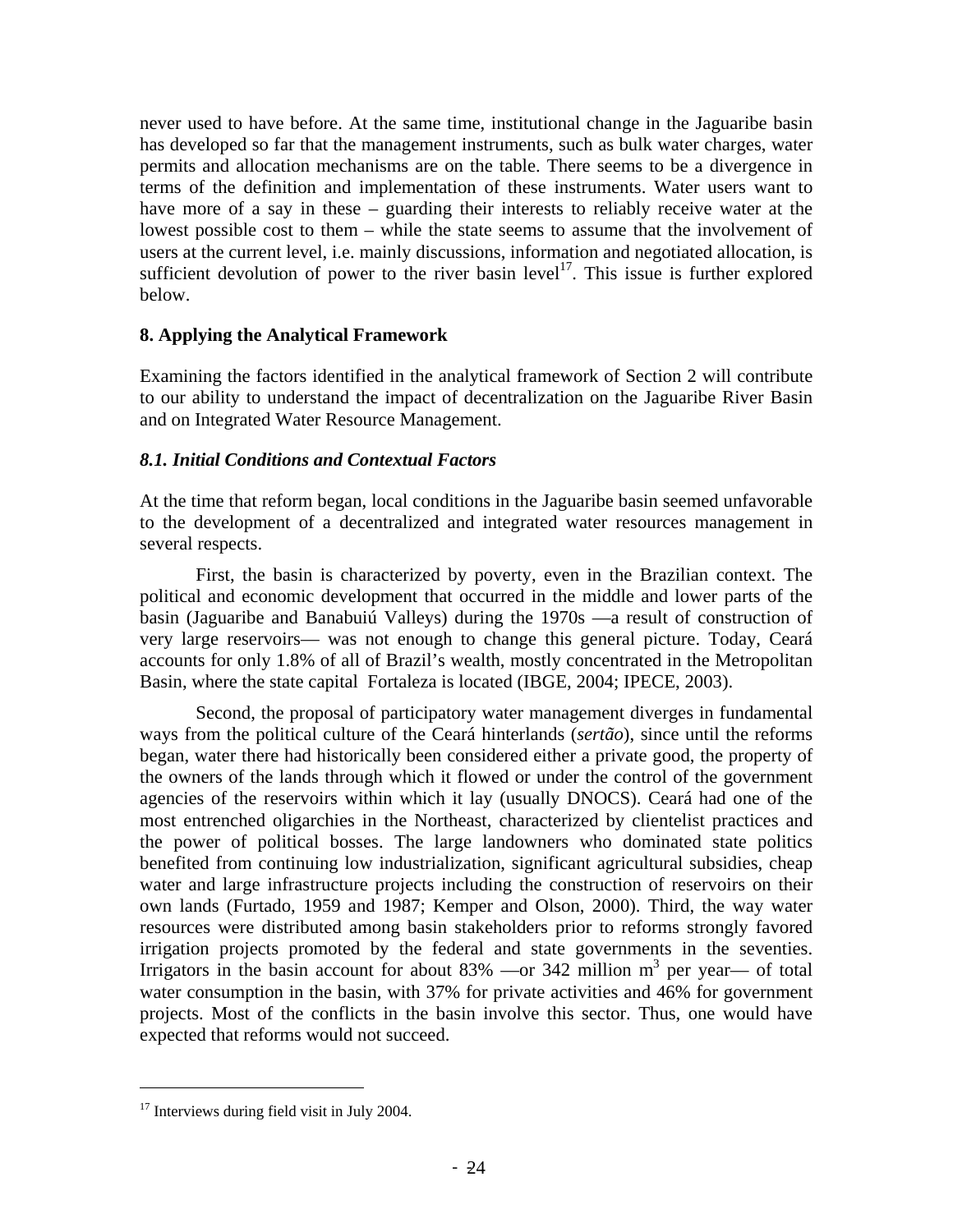never used to have before. At the same time, institutional change in the Jaguaribe basin has developed so far that the management instruments, such as bulk water charges, water permits and allocation mechanisms are on the table. There seems to be a divergence in terms of the definition and implementation of these instruments. Water users want to have more of a say in these – guarding their interests to reliably receive water at the lowest possible cost to them – while the state seems to assume that the involvement of users at the current level, i.e. mainly discussions, information and negotiated allocation, is sufficient devolution of power to the river basin level[17]. This issue is further explored below.

## 8. Applying the Analytical Framework

Examining the factors identified in the analytical framework of Section 2 will contribute to our ability to understand the impact of decentralization on the Jaguaribe River Basin and on Integrated Water Resource Management.

### *8.1. Initial Conditions and Contextual Factors*

At the time that reform began, local conditions in the Jaguaribe basin seemed unfavorable to the development of a decentralized and integrated water resources management in several respects.

First, the basin is characterized by poverty, even in the Brazilian context. The political and economic development that occurred in the middle and lower parts of the basin (Jaguaribe and Banabuiú Valleys) during the 1970s —a result of construction of very large reservoirs— was not enough to change this general picture. Today, Ceará accounts for only 1.8% of all of Brazil's wealth, mostly concentrated in the Metropolitan Basin, where the state capital Fortaleza is located (IBGE, 2004; IPECE, 2003).

Second, the proposal of participatory water management diverges in fundamental ways from the political culture of the Ceará hinterlands (*sertão*), since until the reforms began, water there had historically been considered either a private good, the property of the owners of the lands through which it flowed or under the control of the government agencies of the reservoirs within which it lay (usually DNOCS). Ceará had one of the most entrenched oligarchies in the Northeast, characterized by clientelist practices and the power of political bosses. The large landowners who dominated state politics benefited from continuing low industrialization, significant agricultural subsidies, cheap water and large infrastructure projects including the construction of reservoirs on their own lands (Furtado, 1959 and 1987; Kemper and Olson, 2000). Third, the way water resources were distributed among basin stakeholders prior to reforms strongly favored irrigation projects promoted by the federal and state governments in the seventies. Irrigators in the basin account for about 83% —or 342 million $m^3$ per year— of total water consumption in the basin, with 37% for private activities and 46% for government projects. Most of the conflicts in the basin involve this sector. Thus, one would have expected that reforms would not succeed.

[17] Interviews during field visit in July 2004.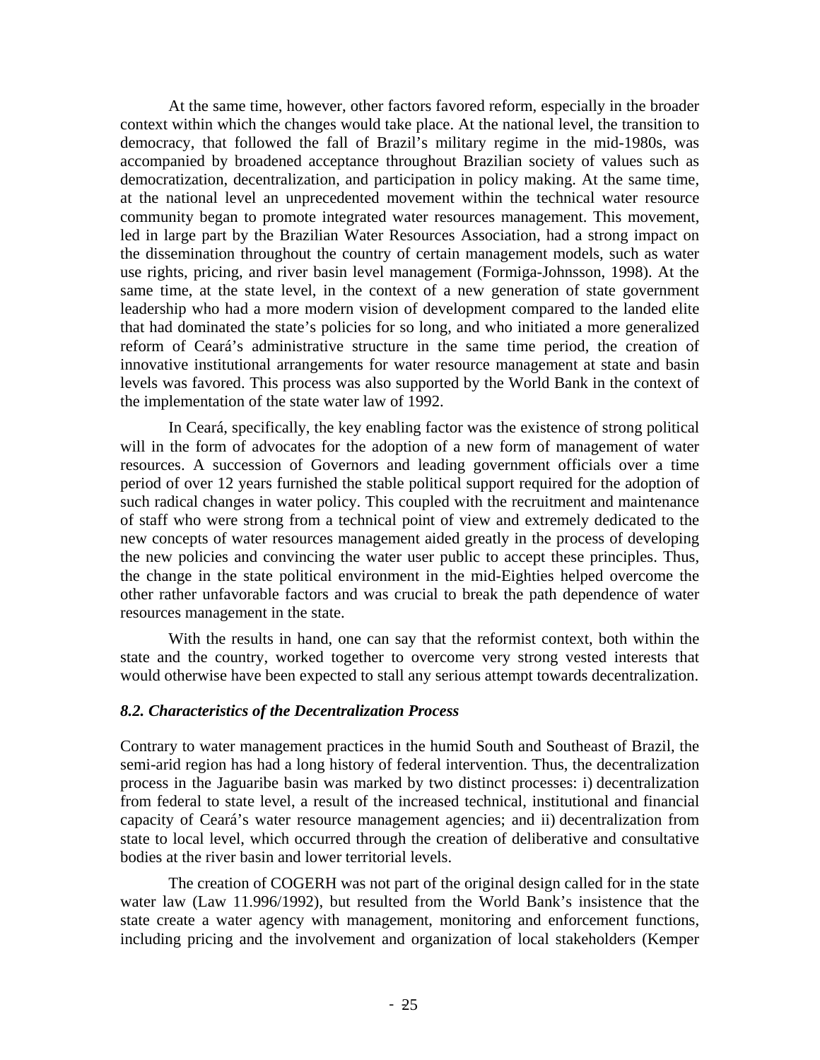At the same time, however, other factors favored reform, especially in the broader context within which the changes would take place. At the national level, the transition to democracy, that followed the fall of Brazil's military regime in the mid-1980s, was accompanied by broadened acceptance throughout Brazilian society of values such as democratization, decentralization, and participation in policy making. At the same time, at the national level an unprecedented movement within the technical water resource community began to promote integrated water resources management. This movement, led in large part by the Brazilian Water Resources Association, had a strong impact on the dissemination throughout the country of certain management models, such as water use rights, pricing, and river basin level management (Formiga-Johnsson, 1998). At the same time, at the state level, in the context of a new generation of state government leadership who had a more modern vision of development compared to the landed elite that had dominated the state's policies for so long, and who initiated a more generalized reform of Ceará's administrative structure in the same time period, the creation of innovative institutional arrangements for water resource management at state and basin levels was favored. This process was also supported by the World Bank in the context of the implementation of the state water law of 1992.

In Ceará, specifically, the key enabling factor was the existence of strong political will in the form of advocates for the adoption of a new form of management of water resources. A succession of Governors and leading government officials over a time period of over 12 years furnished the stable political support required for the adoption of such radical changes in water policy. This coupled with the recruitment and maintenance of staff who were strong from a technical point of view and extremely dedicated to the new concepts of water resources management aided greatly in the process of developing the new policies and convincing the water user public to accept these principles. Thus, the change in the state political environment in the mid-Eighties helped overcome the other rather unfavorable factors and was crucial to break the path dependence of water resources management in the state.

With the results in hand, one can say that the reformist context, both within the state and the country, worked together to overcome very strong vested interests that would otherwise have been expected to stall any serious attempt towards decentralization.

### *8.2. Characteristics of the Decentralization Process*

Contrary to water management practices in the humid South and Southeast of Brazil, the semi-arid region has had a long history of federal intervention. Thus, the decentralization process in the Jaguaribe basin was marked by two distinct processes: i) decentralization from federal to state level, a result of the increased technical, institutional and financial capacity of Ceará's water resource management agencies; and ii) decentralization from state to local level, which occurred through the creation of deliberative and consultative bodies at the river basin and lower territorial levels.

The creation of COGERH was not part of the original design called for in the state water law (Law 11.996/1992), but resulted from the World Bank's insistence that the state create a water agency with management, monitoring and enforcement functions, including pricing and the involvement and organization of local stakeholders (Kemper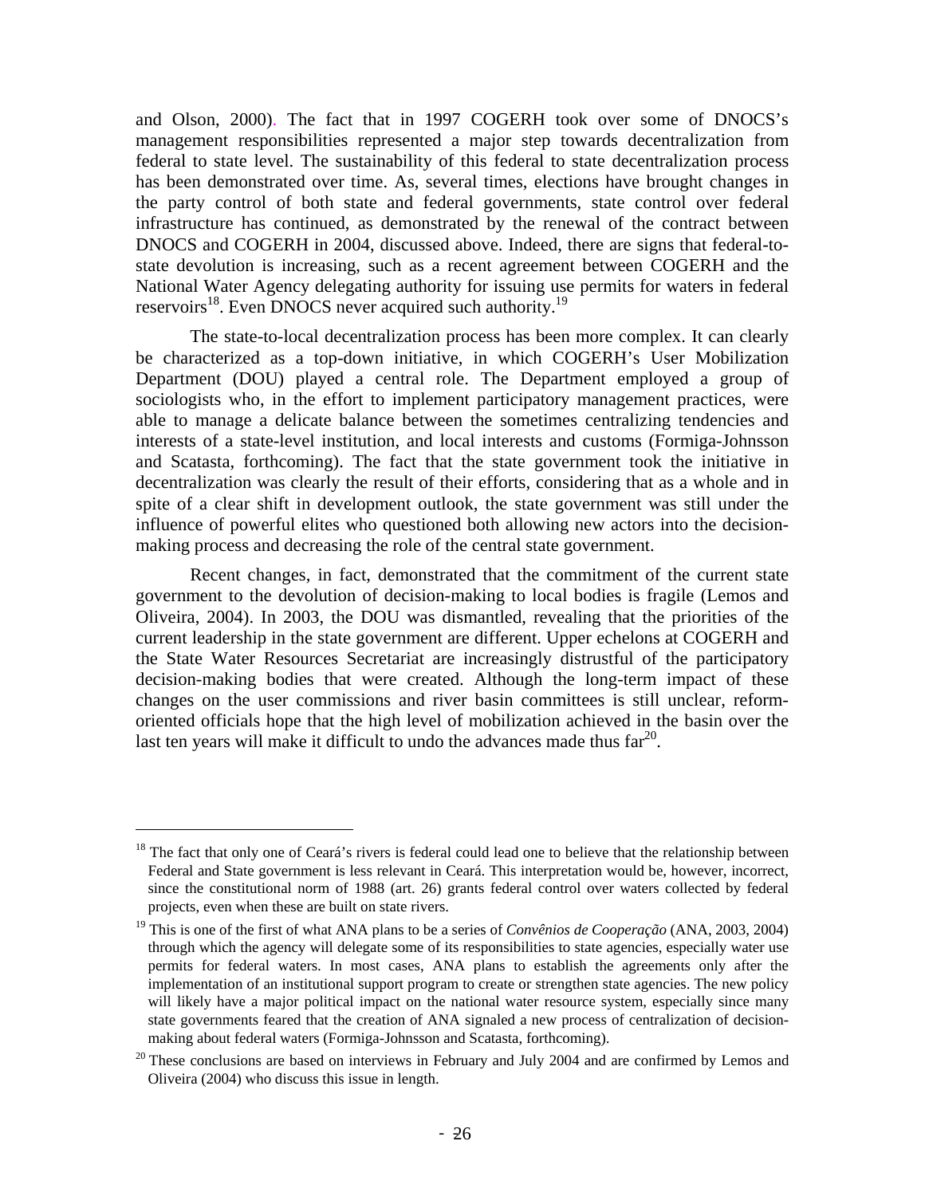and Olson, 2000). The fact that in 1997 COGERH took over some of DNOCS's management responsibilities represented a major step towards decentralization from federal to state level. The sustainability of this federal to state decentralization process has been demonstrated over time. As, several times, elections have brought changes in the party control of both state and federal governments, state control over federal infrastructure has continued, as demonstrated by the renewal of the contract between DNOCS and COGERH in 2004, discussed above. Indeed, there are signs that federal-to-state devolution is increasing, such as a recent agreement between COGERH and the National Water Agency delegating authority for issuing use permits for waters in federal reservoirs[18]. Even DNOCS never acquired such authority.[19]

The state-to-local decentralization process has been more complex. It can clearly be characterized as a top-down initiative, in which COGERH's User Mobilization Department (DOU) played a central role. The Department employed a group of sociologists who, in the effort to implement participatory management practices, were able to manage a delicate balance between the sometimes centralizing tendencies and interests of a state-level institution, and local interests and customs (Formiga-Johnsson and Scatasta, forthcoming). The fact that the state government took the initiative in decentralization was clearly the result of their efforts, considering that as a whole and in spite of a clear shift in development outlook, the state government was still under the influence of powerful elites who questioned both allowing new actors into the decision-making process and decreasing the role of the central state government.

Recent changes, in fact, demonstrated that the commitment of the current state government to the devolution of decision-making to local bodies is fragile (Lemos and Oliveira, 2004). In 2003, the DOU was dismantled, revealing that the priorities of the current leadership in the state government are different. Upper echelons at COGERH and the State Water Resources Secretariat are increasingly distrustful of the participatory decision-making bodies that were created. Although the long-term impact of these changes on the user commissions and river basin committees is still unclear, reform-oriented officials hope that the high level of mobilization achieved in the basin over the last ten years will make it difficult to undo the advances made thus far[20].

---

[18] The fact that only one of Ceará's rivers is federal could lead one to believe that the relationship between Federal and State government is less relevant in Ceará. This interpretation would be, however, incorrect, since the constitutional norm of 1988 (art. 26) grants federal control over waters collected by federal projects, even when these are built on state rivers.

[19] This is one of the first of what ANA plans to be a series of *Convênios de Cooperação* (ANA, 2003, 2004) through which the agency will delegate some of its responsibilities to state agencies, especially water use permits for federal waters. In most cases, ANA plans to establish the agreements only after the implementation of an institutional support program to create or strengthen state agencies. The new policy will likely have a major political impact on the national water resource system, especially since many state governments feared that the creation of ANA signaled a new process of centralization of decision-making about federal waters (Formiga-Johnsson and Scatasta, forthcoming).

[20] These conclusions are based on interviews in February and July 2004 and are confirmed by Lemos and Oliveira (2004) who discuss this issue in length.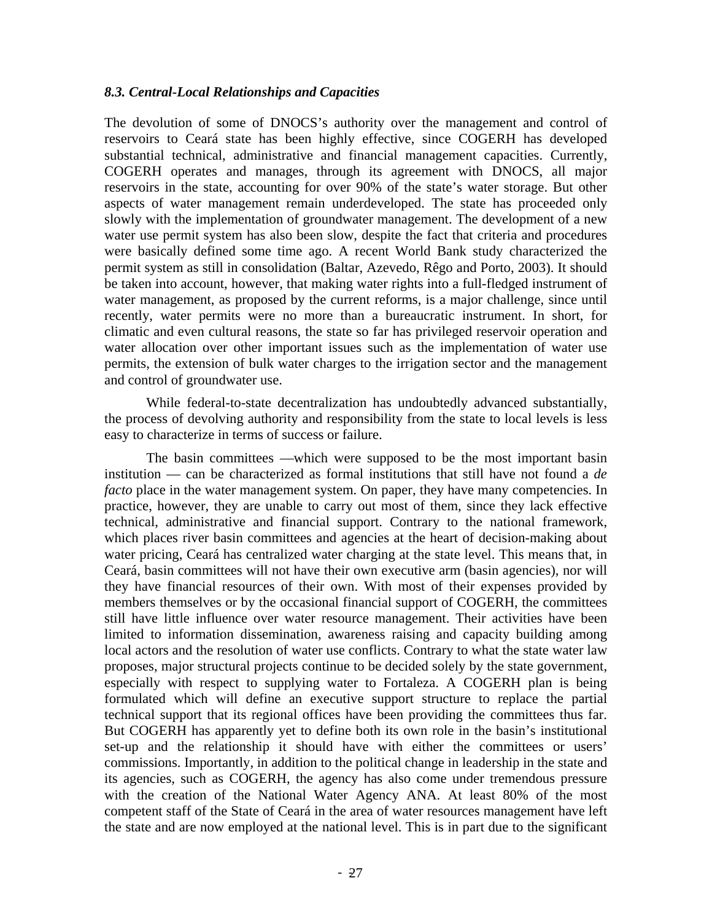### *8.3. Central-Local Relationships and Capacities*

The devolution of some of DNOCS's authority over the management and control of reservoirs to Ceará state has been highly effective, since COGERH has developed substantial technical, administrative and financial management capacities. Currently, COGERH operates and manages, through its agreement with DNOCS, all major reservoirs in the state, accounting for over 90% of the state's water storage. But other aspects of water management remain underdeveloped. The state has proceeded only slowly with the implementation of groundwater management. The development of a new water use permit system has also been slow, despite the fact that criteria and procedures were basically defined some time ago. A recent World Bank study characterized the permit system as still in consolidation (Baltar, Azevedo, Rêgo and Porto, 2003). It should be taken into account, however, that making water rights into a full-fledged instrument of water management, as proposed by the current reforms, is a major challenge, since until recently, water permits were no more than a bureaucratic instrument. In short, for climatic and even cultural reasons, the state so far has privileged reservoir operation and water allocation over other important issues such as the implementation of water use permits, the extension of bulk water charges to the irrigation sector and the management and control of groundwater use.

While federal-to-state decentralization has undoubtedly advanced substantially, the process of devolving authority and responsibility from the state to local levels is less easy to characterize in terms of success or failure.

The basin committees —which were supposed to be the most important basin institution — can be characterized as formal institutions that still have not found a *de facto* place in the water management system. On paper, they have many competencies. In practice, however, they are unable to carry out most of them, since they lack effective technical, administrative and financial support. Contrary to the national framework, which places river basin committees and agencies at the heart of decision-making about water pricing, Ceará has centralized water charging at the state level. This means that, in Ceará, basin committees will not have their own executive arm (basin agencies), nor will they have financial resources of their own. With most of their expenses provided by members themselves or by the occasional financial support of COGERH, the committees still have little influence over water resource management. Their activities have been limited to information dissemination, awareness raising and capacity building among local actors and the resolution of water use conflicts. Contrary to what the state water law proposes, major structural projects continue to be decided solely by the state government, especially with respect to supplying water to Fortaleza. A COGERH plan is being formulated which will define an executive support structure to replace the partial technical support that its regional offices have been providing the committees thus far. But COGERH has apparently yet to define both its own role in the basin's institutional set-up and the relationship it should have with either the committees or users' commissions. Importantly, in addition to the political change in leadership in the state and its agencies, such as COGERH, the agency has also come under tremendous pressure with the creation of the National Water Agency ANA. At least 80% of the most competent staff of the State of Ceará in the area of water resources management have left the state and are now employed at the national level. This is in part due to the significant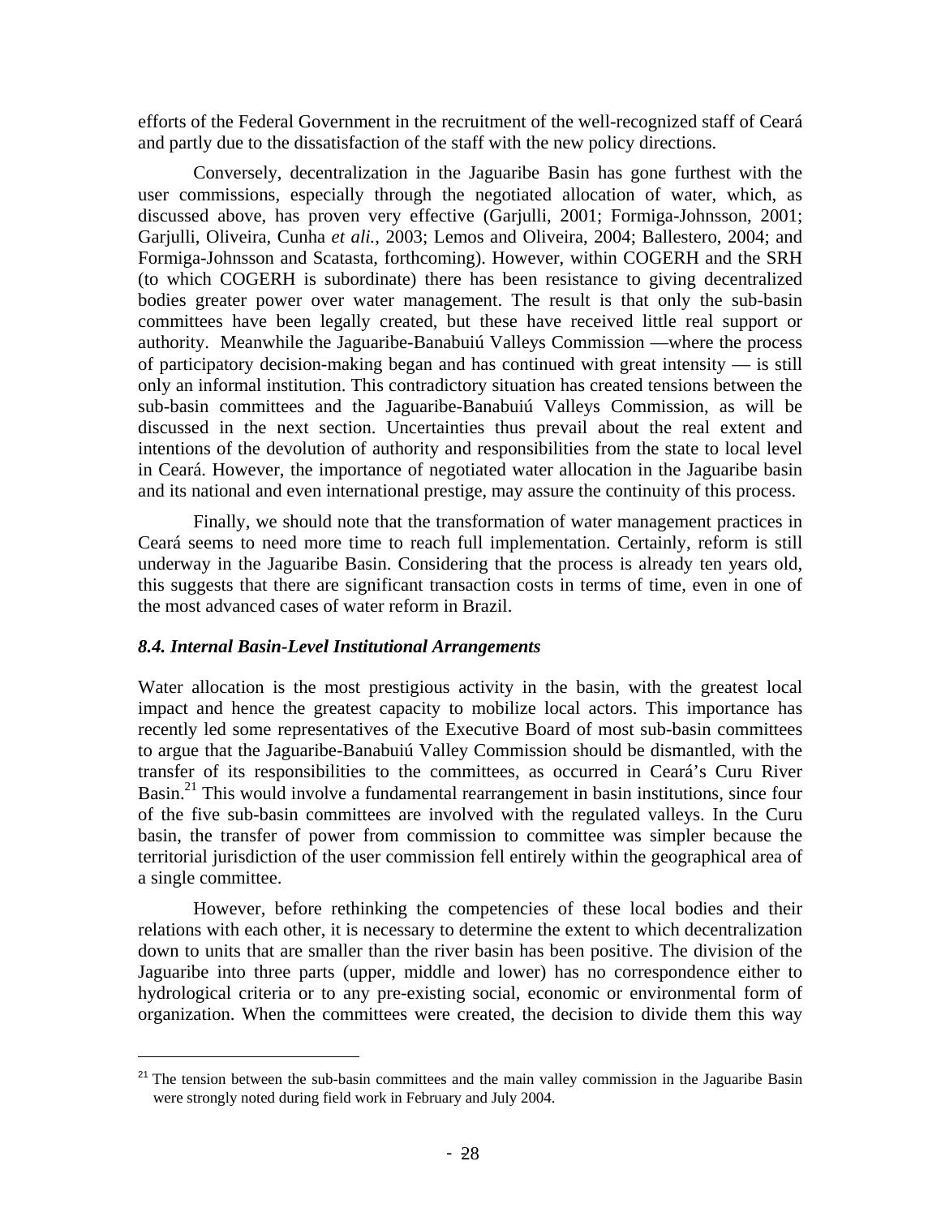efforts of the Federal Government in the recruitment of the well-recognized staff of Ceará and partly due to the dissatisfaction of the staff with the new policy directions.

Conversely, decentralization in the Jaguaribe Basin has gone furthest with the user commissions, especially through the negotiated allocation of water, which, as discussed above, has proven very effective (Garjulli, 2001; Formiga-Johnsson, 2001; Garjulli, Oliveira, Cunha *et ali.*, 2003; Lemos and Oliveira, 2004; Ballestero, 2004; and Formiga-Johnsson and Scatasta, forthcoming). However, within COGERH and the SRH (to which COGERH is subordinate) there has been resistance to giving decentralized bodies greater power over water management. The result is that only the sub-basin committees have been legally created, but these have received little real support or authority. Meanwhile the Jaguaribe-Banabuiú Valleys Commission —where the process of participatory decision-making began and has continued with great intensity — is still only an informal institution. This contradictory situation has created tensions between the sub-basin committees and the Jaguaribe-Banabuiú Valleys Commission, as will be discussed in the next section. Uncertainties thus prevail about the real extent and intentions of the devolution of authority and responsibilities from the state to local level in Ceará. However, the importance of negotiated water allocation in the Jaguaribe basin and its national and even international prestige, may assure the continuity of this process.

Finally, we should note that the transformation of water management practices in Ceará seems to need more time to reach full implementation. Certainly, reform is still underway in the Jaguaribe Basin. Considering that the process is already ten years old, this suggests that there are significant transaction costs in terms of time, even in one of the most advanced cases of water reform in Brazil.

### *8.4. Internal Basin-Level Institutional Arrangements*

Water allocation is the most prestigious activity in the basin, with the greatest local impact and hence the greatest capacity to mobilize local actors. This importance has recently led some representatives of the Executive Board of most sub-basin committees to argue that the Jaguaribe-Banabuiú Valley Commission should be dismantled, with the transfer of its responsibilities to the committees, as occurred in Ceará's Curu River Basin.[21] This would involve a fundamental rearrangement in basin institutions, since four of the five sub-basin committees are involved with the regulated valleys. In the Curu basin, the transfer of power from commission to committee was simpler because the territorial jurisdiction of the user commission fell entirely within the geographical area of a single committee.

However, before rethinking the competencies of these local bodies and their relations with each other, it is necessary to determine the extent to which decentralization down to units that are smaller than the river basin has been positive. The division of the Jaguaribe into three parts (upper, middle and lower) has no correspondence either to hydrological criteria or to any pre-existing social, economic or environmental form of organization. When the committees were created, the decision to divide them this way

[21] The tension between the sub-basin committees and the main valley commission in the Jaguaribe Basin were strongly noted during field work in February and July 2004.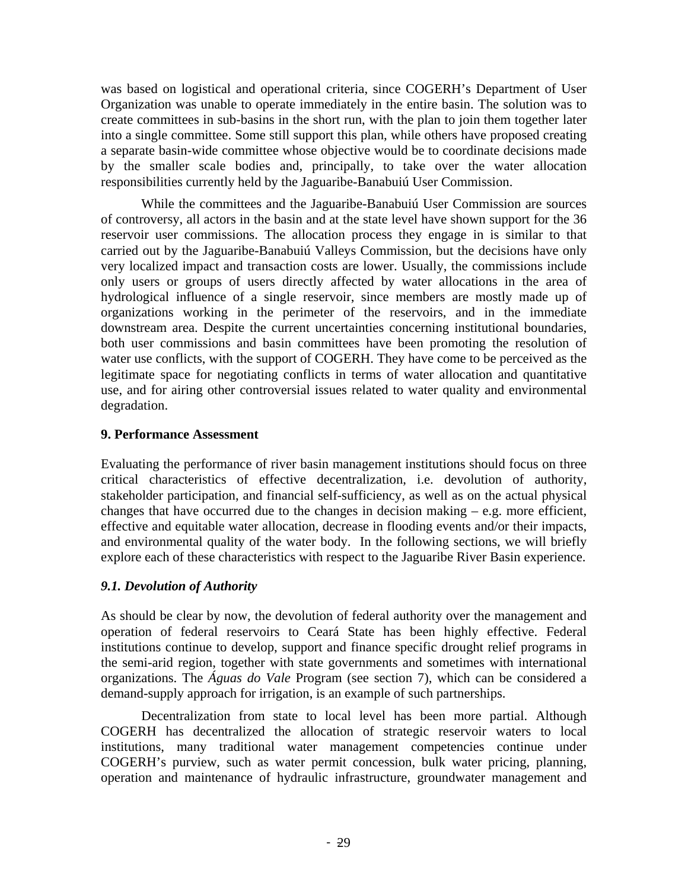was based on logistical and operational criteria, since COGERH's Department of User Organization was unable to operate immediately in the entire basin. The solution was to create committees in sub-basins in the short run, with the plan to join them together later into a single committee. Some still support this plan, while others have proposed creating a separate basin-wide committee whose objective would be to coordinate decisions made by the smaller scale bodies and, principally, to take over the water allocation responsibilities currently held by the Jaguaribe-Banabuiú User Commission.

While the committees and the Jaguaribe-Banabuiú User Commission are sources of controversy, all actors in the basin and at the state level have shown support for the 36 reservoir user commissions. The allocation process they engage in is similar to that carried out by the Jaguaribe-Banabuiú Valleys Commission, but the decisions have only very localized impact and transaction costs are lower. Usually, the commissions include only users or groups of users directly affected by water allocations in the area of hydrological influence of a single reservoir, since members are mostly made up of organizations working in the perimeter of the reservoirs, and in the immediate downstream area. Despite the current uncertainties concerning institutional boundaries, both user commissions and basin committees have been promoting the resolution of water use conflicts, with the support of COGERH. They have come to be perceived as the legitimate space for negotiating conflicts in terms of water allocation and quantitative use, and for airing other controversial issues related to water quality and environmental degradation.

## 9. Performance Assessment

Evaluating the performance of river basin management institutions should focus on three critical characteristics of effective decentralization, i.e. devolution of authority, stakeholder participation, and financial self-sufficiency, as well as on the actual physical changes that have occurred due to the changes in decision making – e.g. more efficient, effective and equitable water allocation, decrease in flooding events and/or their impacts, and environmental quality of the water body. In the following sections, we will briefly explore each of these characteristics with respect to the Jaguaribe River Basin experience.

### *9.1. Devolution of Authority*

As should be clear by now, the devolution of federal authority over the management and operation of federal reservoirs to Ceará State has been highly effective. Federal institutions continue to develop, support and finance specific drought relief programs in the semi-arid region, together with state governments and sometimes with international organizations. The *Águas do Vale* Program (see section 7), which can be considered a demand-supply approach for irrigation, is an example of such partnerships.

Decentralization from state to local level has been more partial. Although COGERH has decentralized the allocation of strategic reservoir waters to local institutions, many traditional water management competencies continue under COGERH's purview, such as water permit concession, bulk water pricing, planning, operation and maintenance of hydraulic infrastructure, groundwater management and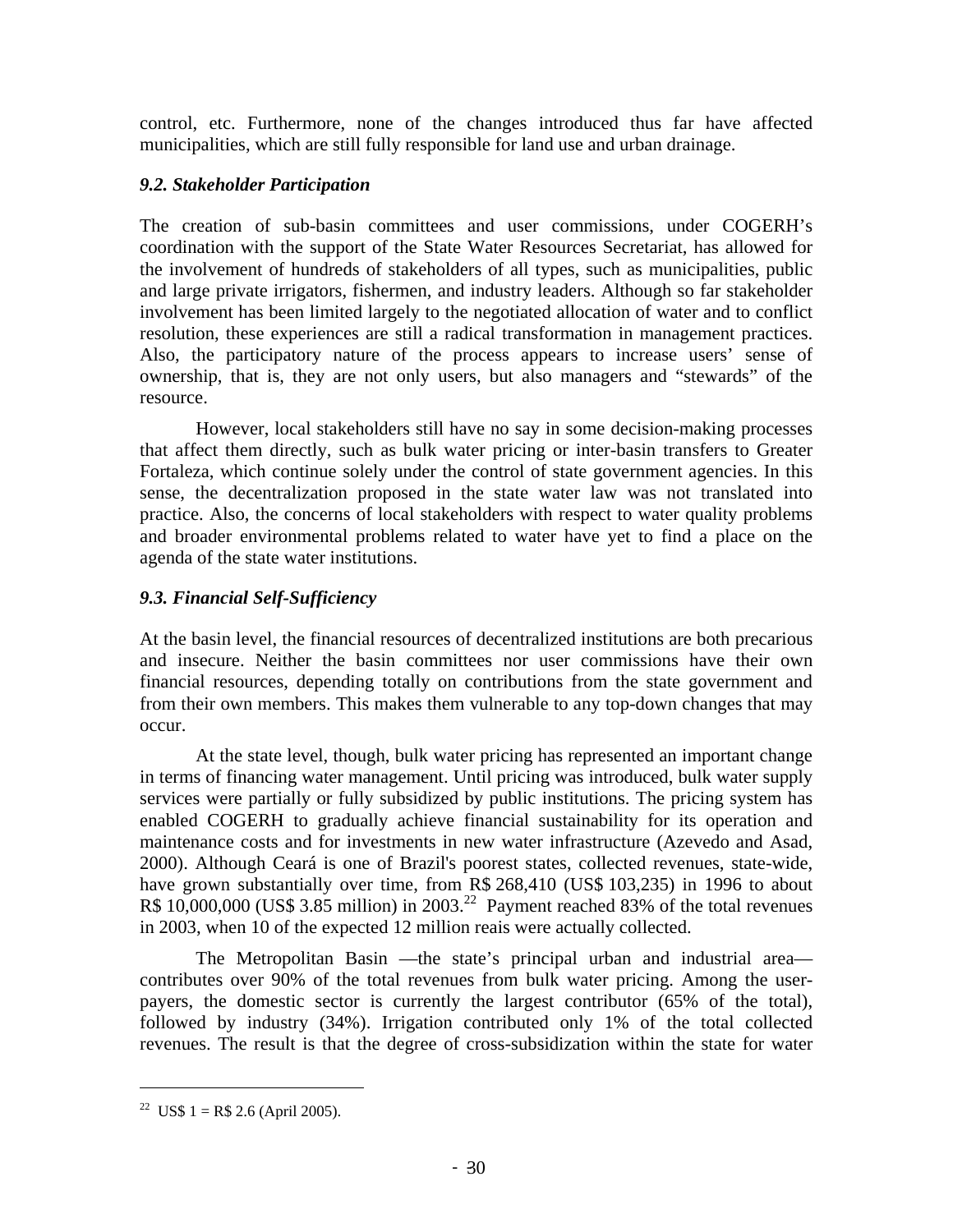control, etc. Furthermore, none of the changes introduced thus far have affected municipalities, which are still fully responsible for land use and urban drainage.

### *9.2. Stakeholder Participation*

The creation of sub-basin committees and user commissions, under COGERH's coordination with the support of the State Water Resources Secretariat, has allowed for the involvement of hundreds of stakeholders of all types, such as municipalities, public and large private irrigators, fishermen, and industry leaders. Although so far stakeholder involvement has been limited largely to the negotiated allocation of water and to conflict resolution, these experiences are still a radical transformation in management practices. Also, the participatory nature of the process appears to increase users' sense of ownership, that is, they are not only users, but also managers and "stewards" of the resource.

However, local stakeholders still have no say in some decision-making processes that affect them directly, such as bulk water pricing or inter-basin transfers to Greater Fortaleza, which continue solely under the control of state government agencies. In this sense, the decentralization proposed in the state water law was not translated into practice. Also, the concerns of local stakeholders with respect to water quality problems and broader environmental problems related to water have yet to find a place on the agenda of the state water institutions.

### *9.3. Financial Self-Sufficiency*

At the basin level, the financial resources of decentralized institutions are both precarious and insecure. Neither the basin committees nor user commissions have their own financial resources, depending totally on contributions from the state government and from their own members. This makes them vulnerable to any top-down changes that may occur.

At the state level, though, bulk water pricing has represented an important change in terms of financing water management. Until pricing was introduced, bulk water supply services were partially or fully subsidized by public institutions. The pricing system has enabled COGERH to gradually achieve financial sustainability for its operation and maintenance costs and for investments in new water infrastructure (Azevedo and Asad, 2000). Although Ceará is one of Brazil's poorest states, collected revenues, state-wide, have grown substantially over time, from R$ 268,410 (US$ 103,235) in 1996 to about R$ 10,000,000 (US$ 3.85 million) in 2003.[22] Payment reached 83% of the total revenues in 2003, when 10 of the expected 12 million reais were actually collected.

The Metropolitan Basin —the state's principal urban and industrial area— contributes over 90% of the total revenues from bulk water pricing. Among the user-payers, the domestic sector is currently the largest contributor (65% of the total), followed by industry (34%). Irrigation contributed only 1% of the total collected revenues. The result is that the degree of cross-subsidization within the state for water

[22] US$ 1 = R$ 2.6 (April 2005).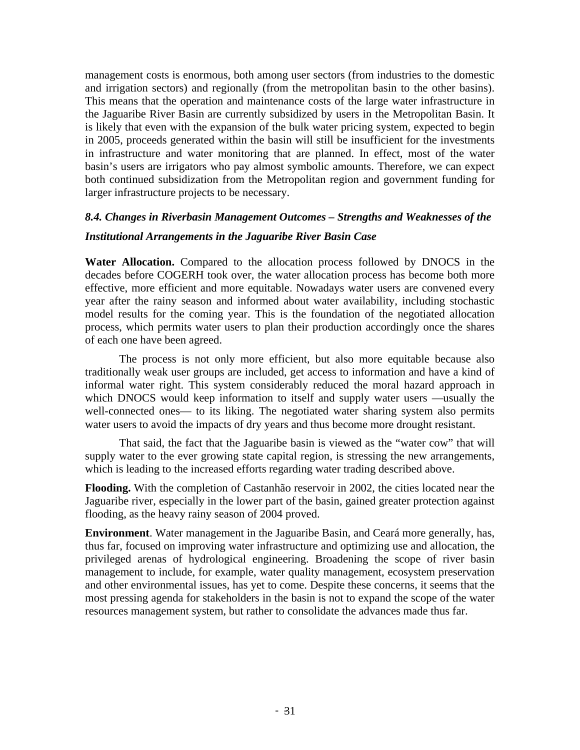management costs is enormous, both among user sectors (from industries to the domestic and irrigation sectors) and regionally (from the metropolitan basin to the other basins). This means that the operation and maintenance costs of the large water infrastructure in the Jaguaribe River Basin are currently subsidized by users in the Metropolitan Basin. It is likely that even with the expansion of the bulk water pricing system, expected to begin in 2005, proceeds generated within the basin will still be insufficient for the investments in infrastructure and water monitoring that are planned. In effect, most of the water basin's users are irrigators who pay almost symbolic amounts. Therefore, we can expect both continued subsidization from the Metropolitan region and government funding for larger infrastructure projects to be necessary.

### *8.4. Changes in Riverbasin Management Outcomes – Strengths and Weaknesses of the Institutional Arrangements in the Jaguaribe River Basin Case*

**Water Allocation.** Compared to the allocation process followed by DNOCS in the decades before COGERH took over, the water allocation process has become both more effective, more efficient and more equitable. Nowadays water users are convened every year after the rainy season and informed about water availability, including stochastic model results for the coming year. This is the foundation of the negotiated allocation process, which permits water users to plan their production accordingly once the shares of each one have been agreed.

The process is not only more efficient, but also more equitable because also traditionally weak user groups are included, get access to information and have a kind of informal water right. This system considerably reduced the moral hazard approach in which DNOCS would keep information to itself and supply water users —usually the well-connected ones— to its liking. The negotiated water sharing system also permits water users to avoid the impacts of dry years and thus become more drought resistant.

That said, the fact that the Jaguaribe basin is viewed as the "water cow" that will supply water to the ever growing state capital region, is stressing the new arrangements, which is leading to the increased efforts regarding water trading described above.

**Flooding.** With the completion of Castanhão reservoir in 2002, the cities located near the Jaguaribe river, especially in the lower part of the basin, gained greater protection against flooding, as the heavy rainy season of 2004 proved.

**Environment**. Water management in the Jaguaribe Basin, and Ceará more generally, has, thus far, focused on improving water infrastructure and optimizing use and allocation, the privileged arenas of hydrological engineering. Broadening the scope of river basin management to include, for example, water quality management, ecosystem preservation and other environmental issues, has yet to come. Despite these concerns, it seems that the most pressing agenda for stakeholders in the basin is not to expand the scope of the water resources management system, but rather to consolidate the advances made thus far.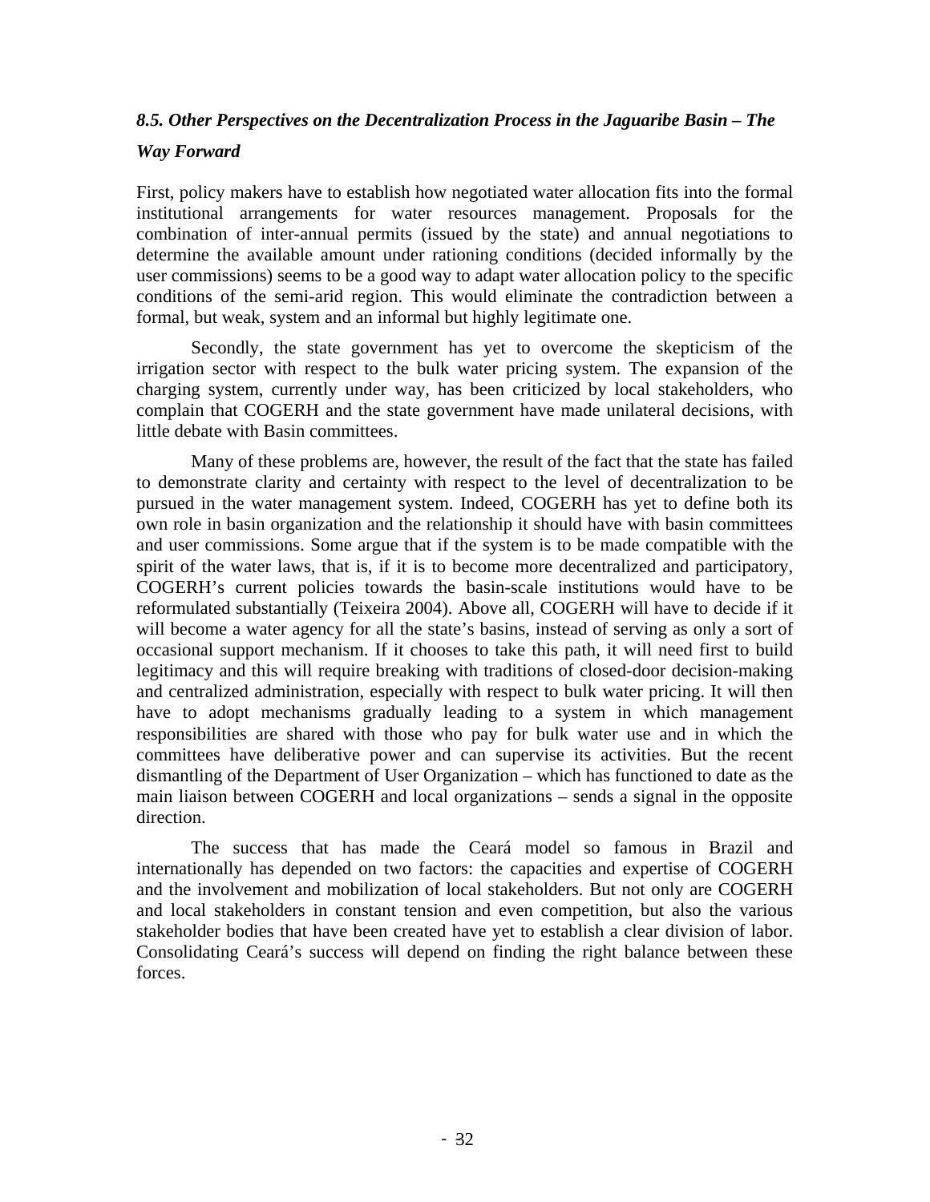### *8.5. Other Perspectives on the Decentralization Process in the Jaguaribe Basin – The Way Forward*

First, policy makers have to establish how negotiated water allocation fits into the formal institutional arrangements for water resources management. Proposals for the combination of inter-annual permits (issued by the state) and annual negotiations to determine the available amount under rationing conditions (decided informally by the user commissions) seems to be a good way to adapt water allocation policy to the specific conditions of the semi-arid region. This would eliminate the contradiction between a formal, but weak, system and an informal but highly legitimate one.

Secondly, the state government has yet to overcome the skepticism of the irrigation sector with respect to the bulk water pricing system. The expansion of the charging system, currently under way, has been criticized by local stakeholders, who complain that COGERH and the state government have made unilateral decisions, with little debate with Basin committees.

Many of these problems are, however, the result of the fact that the state has failed to demonstrate clarity and certainty with respect to the level of decentralization to be pursued in the water management system. Indeed, COGERH has yet to define both its own role in basin organization and the relationship it should have with basin committees and user commissions. Some argue that if the system is to be made compatible with the spirit of the water laws, that is, if it is to become more decentralized and participatory, COGERH's current policies towards the basin-scale institutions would have to be reformulated substantially (Teixeira 2004). Above all, COGERH will have to decide if it will become a water agency for all the state's basins, instead of serving as only a sort of occasional support mechanism. If it chooses to take this path, it will need first to build legitimacy and this will require breaking with traditions of closed-door decision-making and centralized administration, especially with respect to bulk water pricing. It will then have to adopt mechanisms gradually leading to a system in which management responsibilities are shared with those who pay for bulk water use and in which the committees have deliberative power and can supervise its activities. But the recent dismantling of the Department of User Organization – which has functioned to date as the main liaison between COGERH and local organizations – sends a signal in the opposite direction.

The success that has made the Ceará model so famous in Brazil and internationally has depended on two factors: the capacities and expertise of COGERH and the involvement and mobilization of local stakeholders. But not only are COGERH and local stakeholders in constant tension and even competition, but also the various stakeholder bodies that have been created have yet to establish a clear division of labor. Consolidating Ceará's success will depend on finding the right balance between these forces.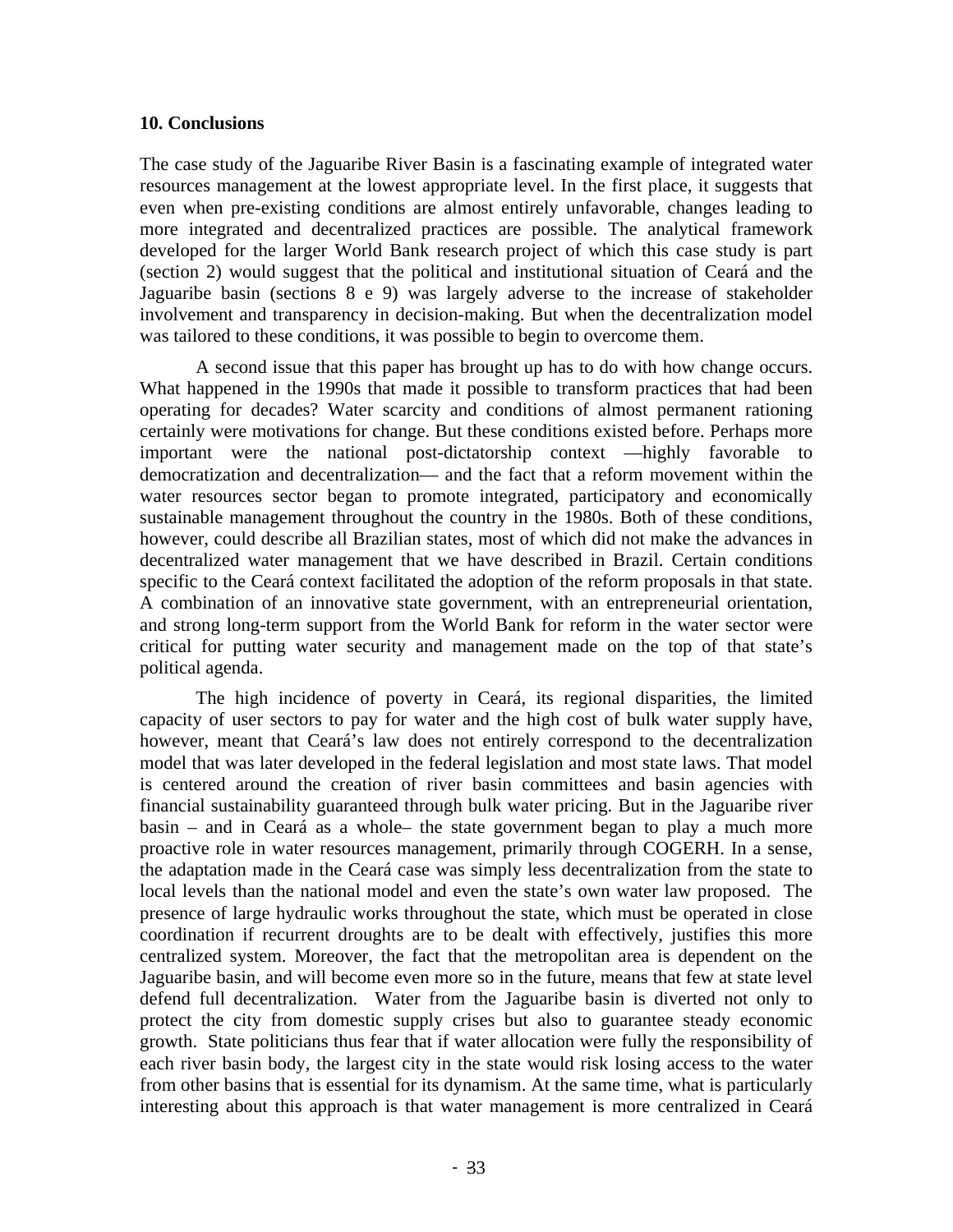## 10. Conclusions

The case study of the Jaguaribe River Basin is a fascinating example of integrated water resources management at the lowest appropriate level. In the first place, it suggests that even when pre-existing conditions are almost entirely unfavorable, changes leading to more integrated and decentralized practices are possible. The analytical framework developed for the larger World Bank research project of which this case study is part (section 2) would suggest that the political and institutional situation of Ceará and the Jaguaribe basin (sections 8 e 9) was largely adverse to the increase of stakeholder involvement and transparency in decision-making. But when the decentralization model was tailored to these conditions, it was possible to begin to overcome them.

A second issue that this paper has brought up has to do with how change occurs. What happened in the 1990s that made it possible to transform practices that had been operating for decades? Water scarcity and conditions of almost permanent rationing certainly were motivations for change. But these conditions existed before. Perhaps more important were the national post-dictatorship context —highly favorable to democratization and decentralization— and the fact that a reform movement within the water resources sector began to promote integrated, participatory and economically sustainable management throughout the country in the 1980s. Both of these conditions, however, could describe all Brazilian states, most of which did not make the advances in decentralized water management that we have described in Brazil. Certain conditions specific to the Ceará context facilitated the adoption of the reform proposals in that state. A combination of an innovative state government, with an entrepreneurial orientation, and strong long-term support from the World Bank for reform in the water sector were critical for putting water security and management made on the top of that state's political agenda.

The high incidence of poverty in Ceará, its regional disparities, the limited capacity of user sectors to pay for water and the high cost of bulk water supply have, however, meant that Ceará's law does not entirely correspond to the decentralization model that was later developed in the federal legislation and most state laws. That model is centered around the creation of river basin committees and basin agencies with financial sustainability guaranteed through bulk water pricing. But in the Jaguaribe river basin – and in Ceará as a whole– the state government began to play a much more proactive role in water resources management, primarily through COGERH. In a sense, the adaptation made in the Ceará case was simply less decentralization from the state to local levels than the national model and even the state's own water law proposed. The presence of large hydraulic works throughout the state, which must be operated in close coordination if recurrent droughts are to be dealt with effectively, justifies this more centralized system. Moreover, the fact that the metropolitan area is dependent on the Jaguaribe basin, and will become even more so in the future, means that few at state level defend full decentralization. Water from the Jaguaribe basin is diverted not only to protect the city from domestic supply crises but also to guarantee steady economic growth. State politicians thus fear that if water allocation were fully the responsibility of each river basin body, the largest city in the state would risk losing access to the water from other basins that is essential for its dynamism. At the same time, what is particularly interesting about this approach is that water management is more centralized in Ceará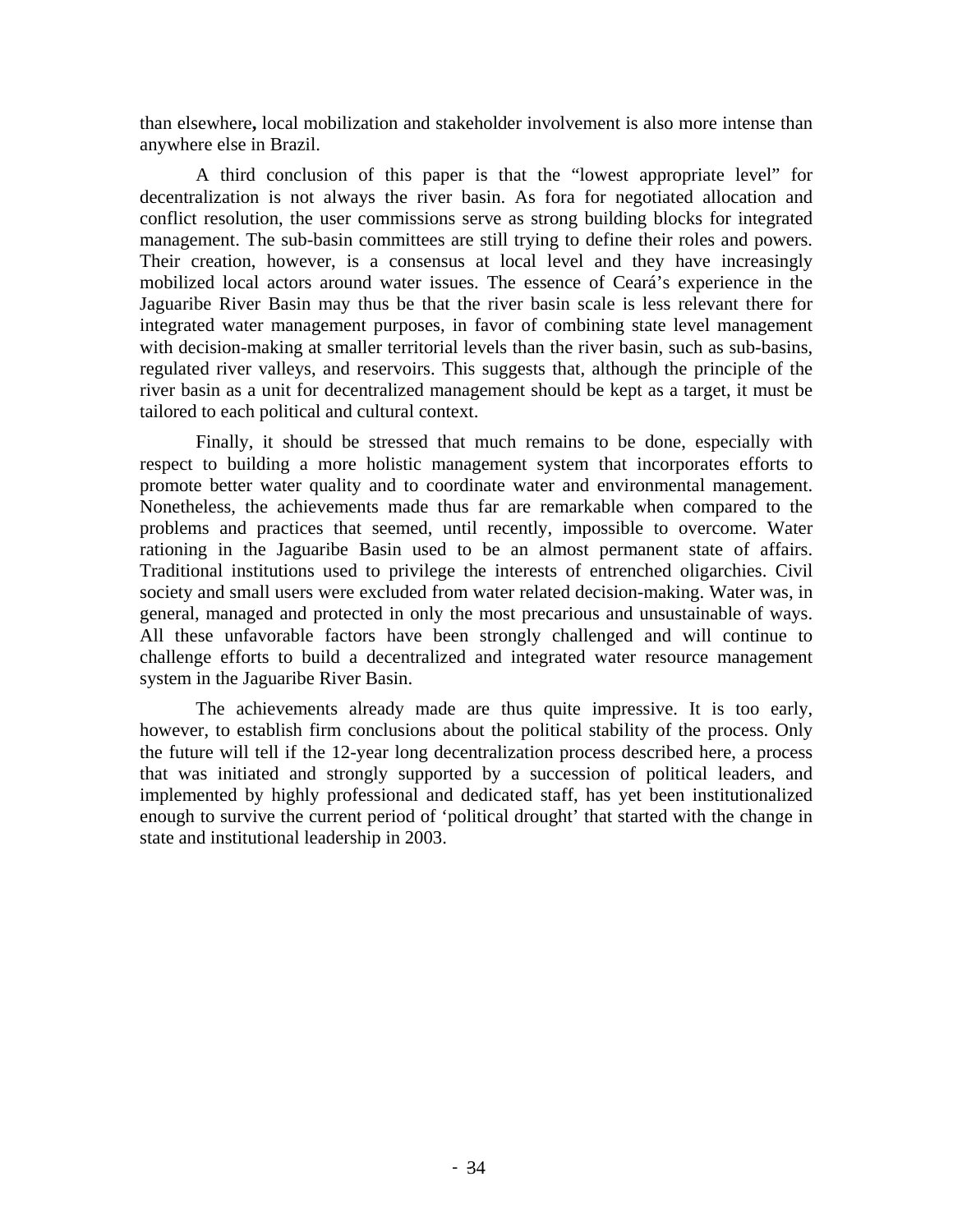than elsewhere**,** local mobilization and stakeholder involvement is also more intense than anywhere else in Brazil.

A third conclusion of this paper is that the "lowest appropriate level" for decentralization is not always the river basin. As fora for negotiated allocation and conflict resolution, the user commissions serve as strong building blocks for integrated management. The sub-basin committees are still trying to define their roles and powers. Their creation, however, is a consensus at local level and they have increasingly mobilized local actors around water issues. The essence of Ceará's experience in the Jaguaribe River Basin may thus be that the river basin scale is less relevant there for integrated water management purposes, in favor of combining state level management with decision-making at smaller territorial levels than the river basin, such as sub-basins, regulated river valleys, and reservoirs. This suggests that, although the principle of the river basin as a unit for decentralized management should be kept as a target, it must be tailored to each political and cultural context.

Finally, it should be stressed that much remains to be done, especially with respect to building a more holistic management system that incorporates efforts to promote better water quality and to coordinate water and environmental management. Nonetheless, the achievements made thus far are remarkable when compared to the problems and practices that seemed, until recently, impossible to overcome. Water rationing in the Jaguaribe Basin used to be an almost permanent state of affairs. Traditional institutions used to privilege the interests of entrenched oligarchies. Civil society and small users were excluded from water related decision-making. Water was, in general, managed and protected in only the most precarious and unsustainable of ways. All these unfavorable factors have been strongly challenged and will continue to challenge efforts to build a decentralized and integrated water resource management system in the Jaguaribe River Basin.

The achievements already made are thus quite impressive. It is too early, however, to establish firm conclusions about the political stability of the process. Only the future will tell if the 12-year long decentralization process described here, a process that was initiated and strongly supported by a succession of political leaders, and implemented by highly professional and dedicated staff, has yet been institutionalized enough to survive the current period of 'political drought' that started with the change in state and institutional leadership in 2003.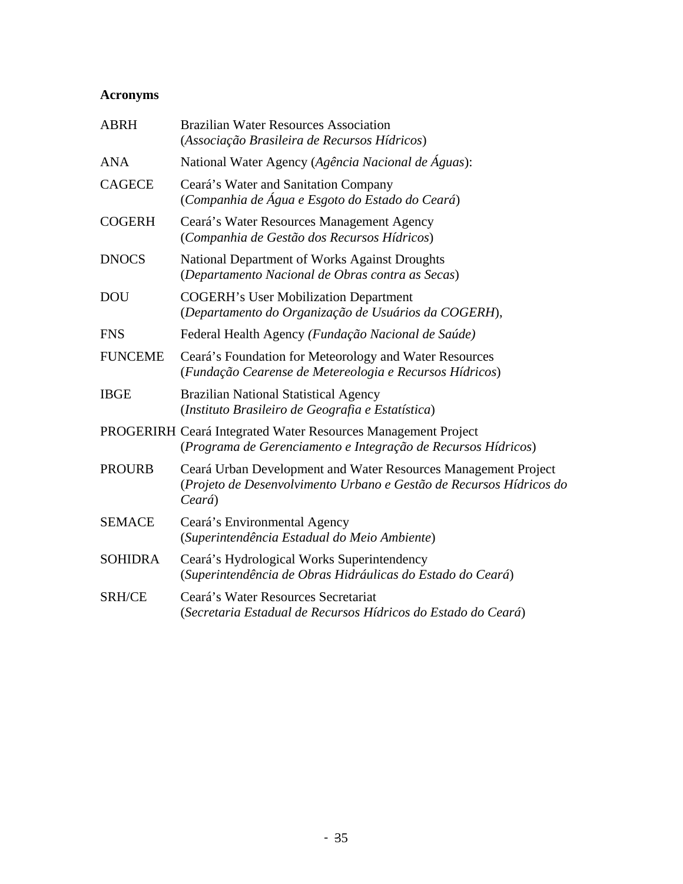## Acronyms

| | |
|---|---|
| ABRH | Brazilian Water Resources Association<br>(*Associação Brasileira de Recursos Hídricos*) |
| ANA | National Water Agency (*Agência Nacional de Águas*): |
| CAGECE | Ceará's Water and Sanitation Company<br>(*Companhia de Água e Esgoto do Estado do Ceará*) |
| COGERH | Ceará's Water Resources Management Agency<br>(*Companhia de Gestão dos Recursos Hídricos*) |
| DNOCS | National Department of Works Against Droughts<br>(*Departamento Nacional de Obras contra as Secas*) |
| DOU | COGERH's User Mobilization Department<br>(*Departamento do Organização de Usuários da COGERH*), |
| FNS | Federal Health Agency *(Fundação Nacional de Saúde)* |
| FUNCEME | Ceará's Foundation for Meteorology and Water Resources<br>(*Fundação Cearense de Metereologia e Recursos Hídricos*) |
| IBGE | Brazilian National Statistical Agency<br>(*Instituto Brasileiro de Geografia e Estatística*) |
| PROGERIRH | Ceará Integrated Water Resources Management Project<br>(*Programa de Gerenciamento e Integração de Recursos Hídricos*) |
| PROURB | Ceará Urban Development and Water Resources Management Project<br>(*Projeto de Desenvolvimento Urbano e Gestão de Recursos Hídricos do Ceará*) |
| SEMACE | Ceará's Environmental Agency<br>(*Superintendência Estadual do Meio Ambiente*) |
| SOHIDRA | Ceará's Hydrological Works Superintendency<br>(*Superintendência de Obras Hidráulicas do Estado do Ceará*) |
| SRH/CE | Ceará's Water Resources Secretariat<br>(*Secretaria Estadual de Recursos Hídricos do Estado do Ceará*) |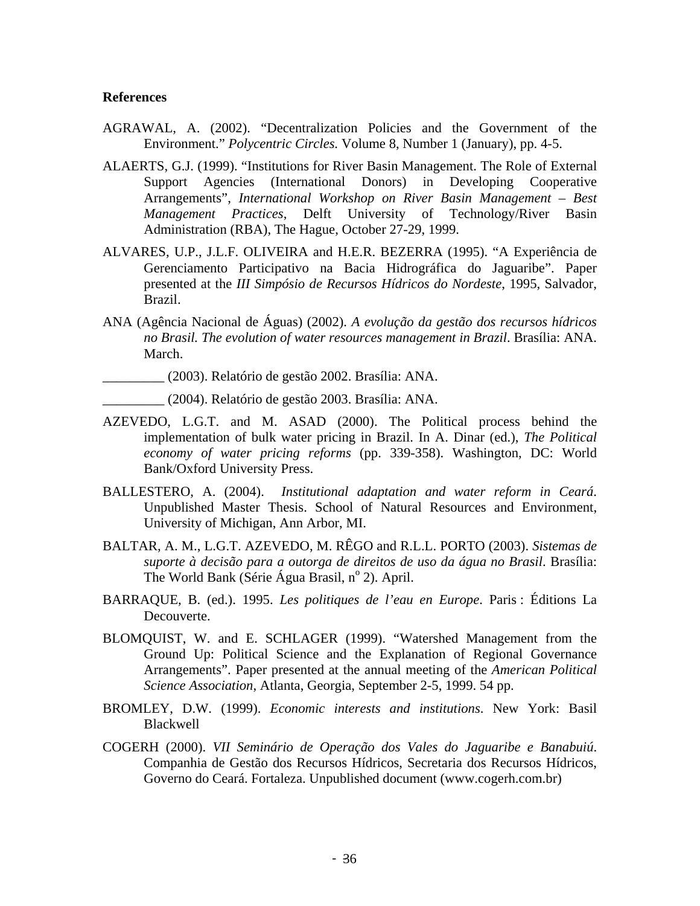**References**

AGRAWAL, A. (2002). "Decentralization Policies and the Government of the Environment." *Polycentric Circles.* Volume 8, Number 1 (January), pp. 4-5.

ALAERTS, G.J. (1999). "Institutions for River Basin Management. The Role of External Support Agencies (International Donors) in Developing Cooperative Arrangements", *International Workshop on River Basin Management – Best Management Practices*, Delft University of Technology/River Basin Administration (RBA), The Hague, October 27-29, 1999.

ALVARES, U.P., J.L.F. OLIVEIRA and H.E.R. BEZERRA (1995). "A Experiência de Gerenciamento Participativo na Bacia Hidrográfica do Jaguaribe". Paper presented at the *III Simpósio de Recursos Hídricos do Nordeste*, 1995, Salvador, Brazil.

ANA (Agência Nacional de Águas) (2002). *A evolução da gestão dos recursos hídricos no Brasil. The evolution of water resources management in Brazil*. Brasília: ANA. March.

_________ (2003). Relatório de gestão 2002. Brasília: ANA.

_________ (2004). Relatório de gestão 2003. Brasília: ANA.

AZEVEDO, L.G.T. and M. ASAD (2000). The Political process behind the implementation of bulk water pricing in Brazil. In A. Dinar (ed.), *The Political economy of water pricing reforms* (pp. 339-358). Washington, DC: World Bank/Oxford University Press.

BALLESTERO, A. (2004). *Institutional adaptation and water reform in Ceará*. Unpublished Master Thesis. School of Natural Resources and Environment, University of Michigan, Ann Arbor, MI.

BALTAR, A. M., L.G.T. AZEVEDO, M. RÊGO and R.L.L. PORTO (2003). *Sistemas de suporte à decisão para a outorga de direitos de uso da água no Brasil*. Brasília: The World Bank (Série Água Brasil, nº 2). April.

BARRAQUE, B. (ed.). 1995. *Les politiques de l'eau en Europe*. Paris : Éditions La Decouverte.

BLOMQUIST, W. and E. SCHLAGER (1999). "Watershed Management from the Ground Up: Political Science and the Explanation of Regional Governance Arrangements". Paper presented at the annual meeting of the *American Political Science Association*, Atlanta, Georgia, September 2-5, 1999. 54 pp.

BROMLEY, D.W. (1999). *Economic interests and institutions*. New York: Basil Blackwell

COGERH (2000). *VII Seminário de Operação dos Vales do Jaguaribe e Banabuiú*. Companhia de Gestão dos Recursos Hídricos, Secretaria dos Recursos Hídricos, Governo do Ceará. Fortaleza. Unpublished document (www.cogerh.com.br)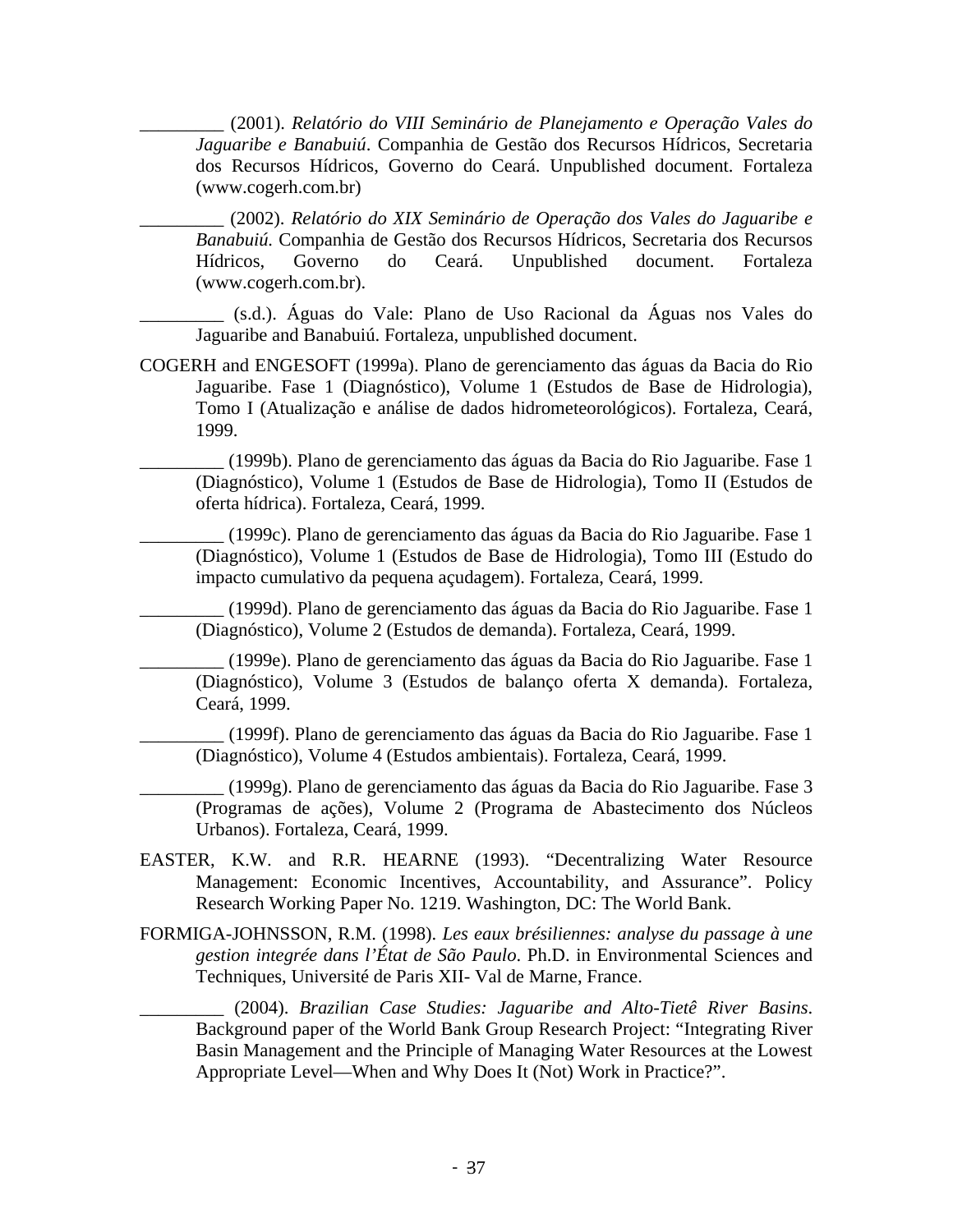_________ (2001). *Relatório do VIII Seminário de Planejamento e Operação Vales do Jaguaribe e Banabuiú*. Companhia de Gestão dos Recursos Hídricos, Secretaria dos Recursos Hídricos, Governo do Ceará. Unpublished document. Fortaleza (www.cogerh.com.br)

_________ (2002). *Relatório do XIX Seminário de Operação dos Vales do Jaguaribe e Banabuiú.* Companhia de Gestão dos Recursos Hídricos, Secretaria dos Recursos Hídricos, Governo do Ceará. Unpublished document. Fortaleza (www.cogerh.com.br).

_________ (s.d.). Águas do Vale: Plano de Uso Racional da Águas nos Vales do Jaguaribe and Banabuiú. Fortaleza, unpublished document.

COGERH and ENGESOFT (1999a). Plano de gerenciamento das águas da Bacia do Rio Jaguaribe. Fase 1 (Diagnóstico), Volume 1 (Estudos de Base de Hidrologia), Tomo I (Atualização e análise de dados hidrometeorológicos). Fortaleza, Ceará, 1999.

_________ (1999b). Plano de gerenciamento das águas da Bacia do Rio Jaguaribe. Fase 1 (Diagnóstico), Volume 1 (Estudos de Base de Hidrologia), Tomo II (Estudos de oferta hídrica). Fortaleza, Ceará, 1999.

_________ (1999c). Plano de gerenciamento das águas da Bacia do Rio Jaguaribe. Fase 1 (Diagnóstico), Volume 1 (Estudos de Base de Hidrologia), Tomo III (Estudo do impacto cumulativo da pequena açudagem). Fortaleza, Ceará, 1999.

_________ (1999d). Plano de gerenciamento das águas da Bacia do Rio Jaguaribe. Fase 1 (Diagnóstico), Volume 2 (Estudos de demanda). Fortaleza, Ceará, 1999.

_________ (1999e). Plano de gerenciamento das águas da Bacia do Rio Jaguaribe. Fase 1 (Diagnóstico), Volume 3 (Estudos de balanço oferta X demanda). Fortaleza, Ceará, 1999.

_________ (1999f). Plano de gerenciamento das águas da Bacia do Rio Jaguaribe. Fase 1 (Diagnóstico), Volume 4 (Estudos ambientais). Fortaleza, Ceará, 1999.

_________ (1999g). Plano de gerenciamento das águas da Bacia do Rio Jaguaribe. Fase 3 (Programas de ações), Volume 2 (Programa de Abastecimento dos Núcleos Urbanos). Fortaleza, Ceará, 1999.

EASTER, K.W. and R.R. HEARNE (1993). "Decentralizing Water Resource Management: Economic Incentives, Accountability, and Assurance". Policy Research Working Paper No. 1219. Washington, DC: The World Bank.

FORMIGA-JOHNSSON, R.M. (1998). *Les eaux brésiliennes: analyse du passage à une gestion integrée dans l'État de São Paulo*. Ph.D. in Environmental Sciences and Techniques, Université de Paris XII- Val de Marne, France.

_________ (2004). *Brazilian Case Studies: Jaguaribe and Alto-Tietê River Basins*. Background paper of the World Bank Group Research Project: "Integrating River Basin Management and the Principle of Managing Water Resources at the Lowest Appropriate Level—When and Why Does It (Not) Work in Practice?".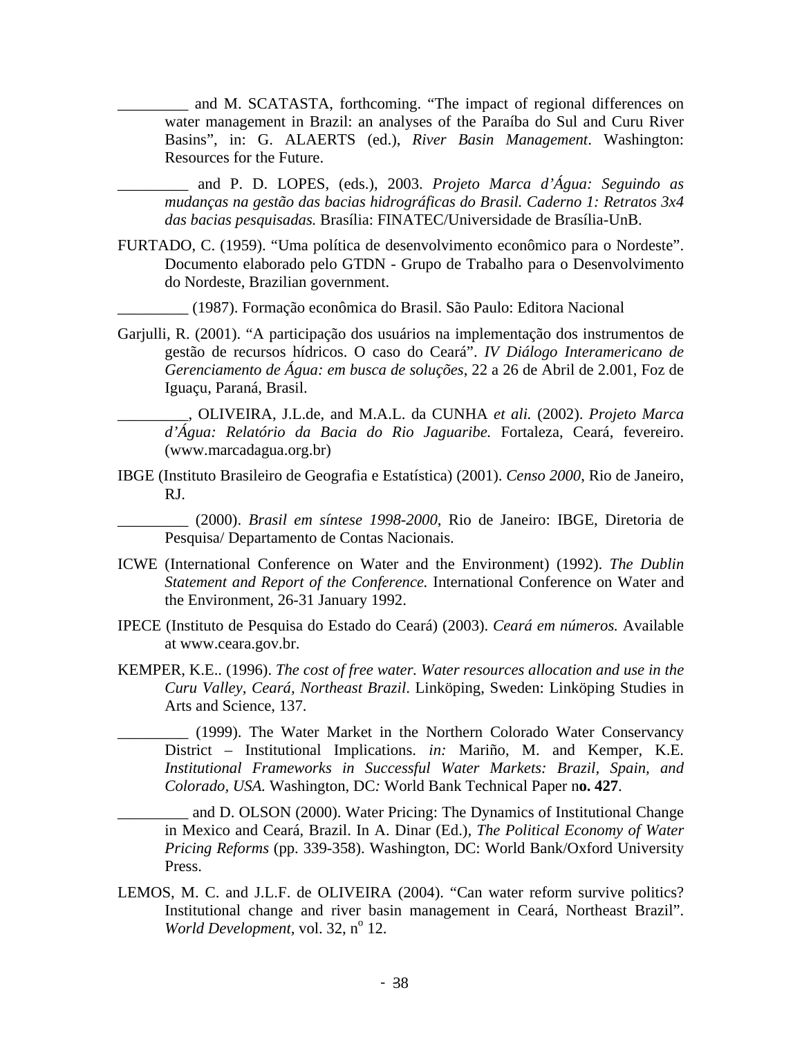_________ and M. SCATASTA, forthcoming. “The impact of regional differences on water management in Brazil: an analyses of the Paraíba do Sul and Curu River Basins”, in: G. ALAERTS (ed.), *River Basin Management*. Washington: Resources for the Future.

_________ and P. D. LOPES, (eds.), 2003. *Projeto Marca d’Água: Seguindo as mudanças na gestão das bacias hidrográficas do Brasil. Caderno 1: Retratos 3x4 das bacias pesquisadas.* Brasília: FINATEC/Universidade de Brasília-UnB.

FURTADO, C. (1959). “Uma política de desenvolvimento econômico para o Nordeste”. Documento elaborado pelo GTDN - Grupo de Trabalho para o Desenvolvimento do Nordeste, Brazilian government.

_________ (1987). Formação econômica do Brasil. São Paulo: Editora Nacional

Garjulli, R. (2001). “A participação dos usuários na implementação dos instrumentos de gestão de recursos hídricos. O caso do Ceará”. *IV Diálogo Interamericano de Gerenciamento de Água: em busca de soluções*, 22 a 26 de Abril de 2.001, Foz de Iguaçu, Paraná, Brasil.

_________, OLIVEIRA, J.L.de, and M.A.L. da CUNHA *et ali.* (2002). *Projeto Marca d’Água: Relatório da Bacia do Rio Jaguaribe.* Fortaleza, Ceará, fevereiro. (www.marcadagua.org.br)

IBGE (Instituto Brasileiro de Geografia e Estatística) (2001). *Censo 2000*, Rio de Janeiro, RJ.

_________ (2000). *Brasil em síntese 1998-2000*, Rio de Janeiro: IBGE, Diretoria de Pesquisa/ Departamento de Contas Nacionais.

ICWE (International Conference on Water and the Environment) (1992). *The Dublin Statement and Report of the Conference.* International Conference on Water and the Environment, 26-31 January 1992.

IPECE (Instituto de Pesquisa do Estado do Ceará) (2003). *Ceará em números.* Available at www.ceara.gov.br.

KEMPER, K.E.. (1996). *The cost of free water. Water resources allocation and use in the Curu Valley, Ceará, Northeast Brazil*. Linköping, Sweden: Linköping Studies in Arts and Science, 137.

_________ (1999). The Water Market in the Northern Colorado Water Conservancy District – Institutional Implications. *in:* Mariño, M. and Kemper, K.E. *Institutional Frameworks in Successful Water Markets: Brazil, Spain, and Colorado, USA.* Washington, DC*:* World Bank Technical Paper n**o. 427**.

_________ and D. OLSON (2000). Water Pricing: The Dynamics of Institutional Change in Mexico and Ceará, Brazil. In A. Dinar (Ed.), *The Political Economy of Water Pricing Reforms* (pp. 339-358). Washington, DC: World Bank/Oxford University Press.

LEMOS, M. C. and J.L.F. de OLIVEIRA (2004). “Can water reform survive politics? Institutional change and river basin management in Ceará, Northeast Brazil”. *World Development*, vol. 32, nº 12.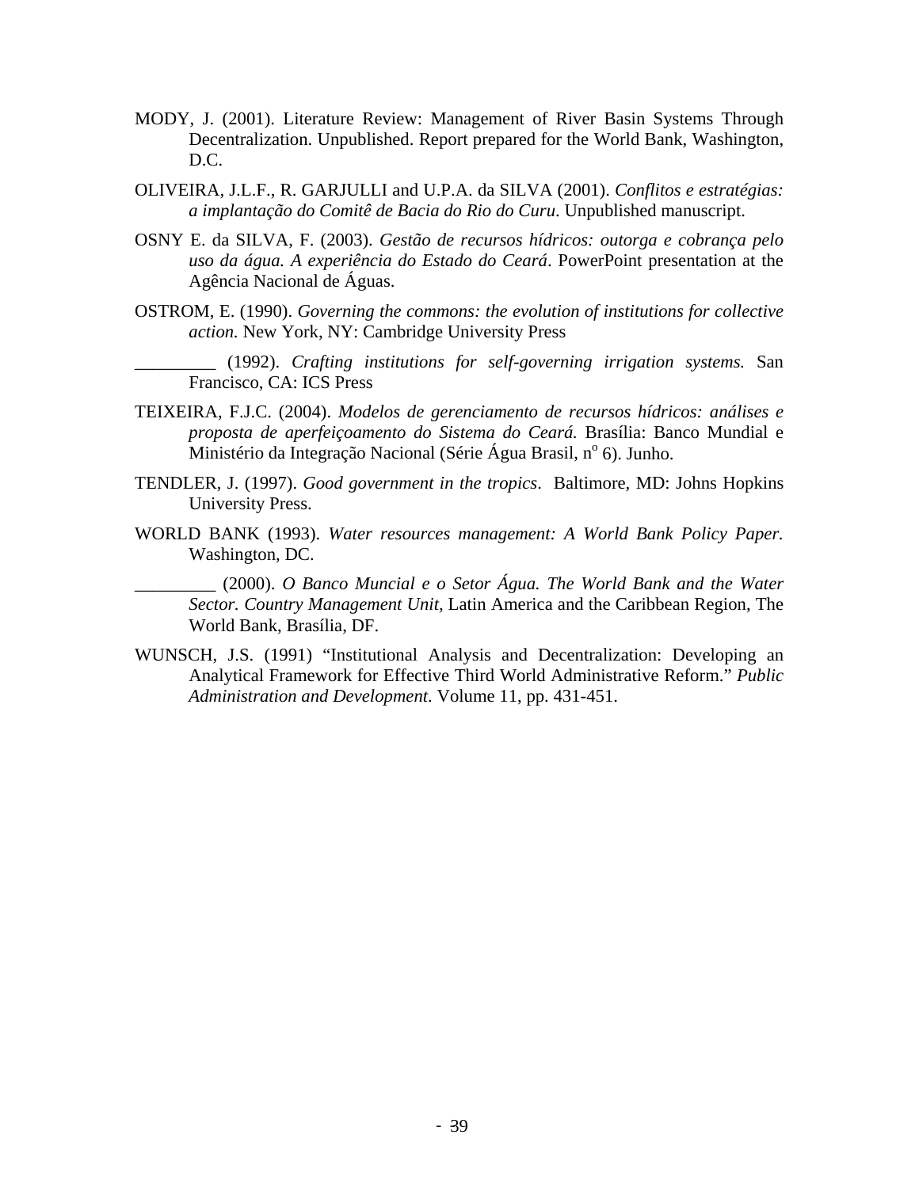MODY, J. (2001). Literature Review: Management of River Basin Systems Through Decentralization. Unpublished. Report prepared for the World Bank, Washington, D.C.

OLIVEIRA, J.L.F., R. GARJULLI and U.P.A. da SILVA (2001). *Conflitos e estratégias: a implantação do Comitê de Bacia do Rio do Curu*. Unpublished manuscript.

OSNY E. da SILVA, F. (2003). *Gestão de recursos hídricos: outorga e cobrança pelo uso da água. A experiência do Estado do Ceará*. PowerPoint presentation at the Agência Nacional de Águas.

OSTROM, E. (1990). *Governing the commons: the evolution of institutions for collective action.* New York, NY: Cambridge University Press

_________ (1992). *Crafting institutions for self-governing irrigation systems.* San Francisco, CA: ICS Press

TEIXEIRA, F.J.C. (2004). *Modelos de gerenciamento de recursos hídricos: análises e proposta de aperfeiçoamento do Sistema do Ceará.* Brasília: Banco Mundial e Ministério da Integração Nacional (Série Água Brasil, nº 6). Junho.

TENDLER, J. (1997). *Good government in the tropics*. Baltimore, MD: Johns Hopkins University Press.

WORLD BANK (1993). *Water resources management: A World Bank Policy Paper.* Washington, DC.

_________ (2000). *O Banco Muncial e o Setor Água. The World Bank and the Water Sector. Country Management Unit,* Latin America and the Caribbean Region, The World Bank, Brasília, DF.

WUNSCH, J.S. (1991) "Institutional Analysis and Decentralization: Developing an Analytical Framework for Effective Third World Administrative Reform." *Public Administration and Development*. Volume 11, pp. 431-451.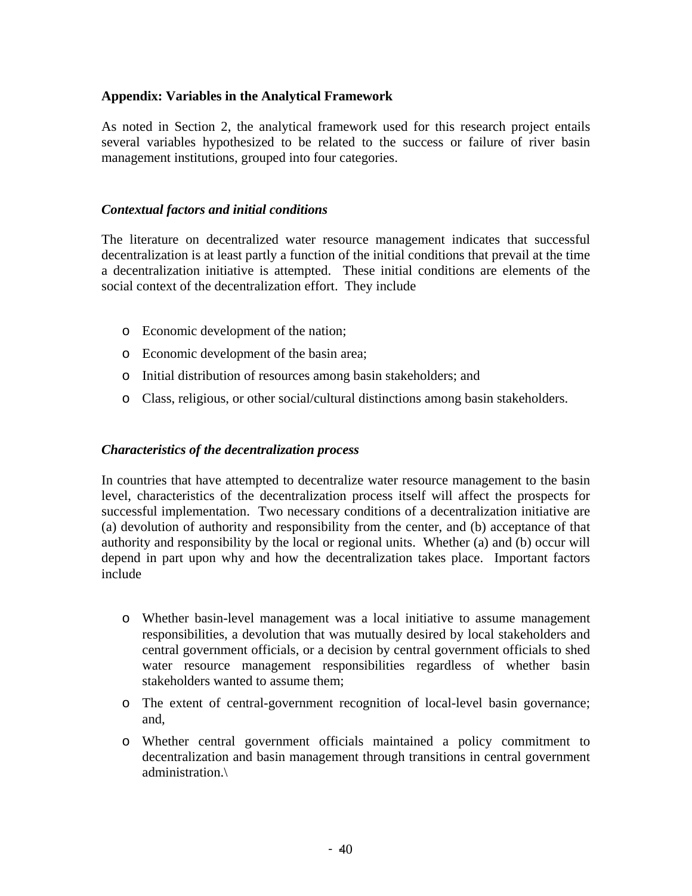**Appendix: Variables in the Analytical Framework**

As noted in Section 2, the analytical framework used for this research project entails several variables hypothesized to be related to the success or failure of river basin management institutions, grouped into four categories.

***Contextual factors and initial conditions***

The literature on decentralized water resource management indicates that successful decentralization is at least partly a function of the initial conditions that prevail at the time a decentralization initiative is attempted. These initial conditions are elements of the social context of the decentralization effort. They include

- Economic development of the nation;
- Economic development of the basin area;
- Initial distribution of resources among basin stakeholders; and
- Class, religious, or other social/cultural distinctions among basin stakeholders.

***Characteristics of the decentralization process***

In countries that have attempted to decentralize water resource management to the basin level, characteristics of the decentralization process itself will affect the prospects for successful implementation. Two necessary conditions of a decentralization initiative are (a) devolution of authority and responsibility from the center, and (b) acceptance of that authority and responsibility by the local or regional units. Whether (a) and (b) occur will depend in part upon why and how the decentralization takes place. Important factors include

- Whether basin-level management was a local initiative to assume management responsibilities, a devolution that was mutually desired by local stakeholders and central government officials, or a decision by central government officials to shed water resource management responsibilities regardless of whether basin stakeholders wanted to assume them;
- The extent of central-government recognition of local-level basin governance; and,
- Whether central government officials maintained a policy commitment to decentralization and basin management through transitions in central government administration.\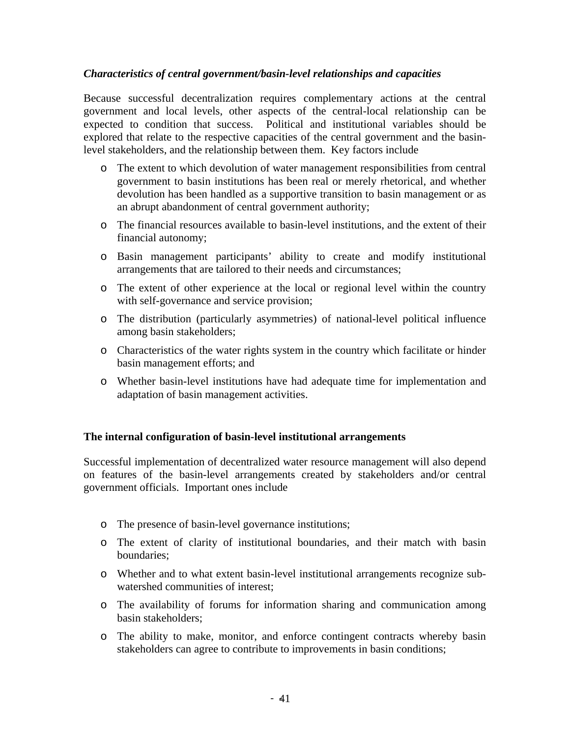*Characteristics of central government/basin-level relationships and capacities*

Because successful decentralization requires complementary actions at the central government and local levels, other aspects of the central-local relationship can be expected to condition that success. Political and institutional variables should be explored that relate to the respective capacities of the central government and the basin-level stakeholders, and the relationship between them. Key factors include

- The extent to which devolution of water management responsibilities from central government to basin institutions has been real or merely rhetorical, and whether devolution has been handled as a supportive transition to basin management or as an abrupt abandonment of central government authority;
- The financial resources available to basin-level institutions, and the extent of their financial autonomy;
- Basin management participants' ability to create and modify institutional arrangements that are tailored to their needs and circumstances;
- The extent of other experience at the local or regional level within the country with self-governance and service provision;
- The distribution (particularly asymmetries) of national-level political influence among basin stakeholders;
- Characteristics of the water rights system in the country which facilitate or hinder basin management efforts; and
- Whether basin-level institutions have had adequate time for implementation and adaptation of basin management activities.

**The internal configuration of basin-level institutional arrangements**

Successful implementation of decentralized water resource management will also depend on features of the basin-level arrangements created by stakeholders and/or central government officials. Important ones include

- The presence of basin-level governance institutions;
- The extent of clarity of institutional boundaries, and their match with basin boundaries;
- Whether and to what extent basin-level institutional arrangements recognize sub-watershed communities of interest;
- The availability of forums for information sharing and communication among basin stakeholders;
- The ability to make, monitor, and enforce contingent contracts whereby basin stakeholders can agree to contribute to improvements in basin conditions;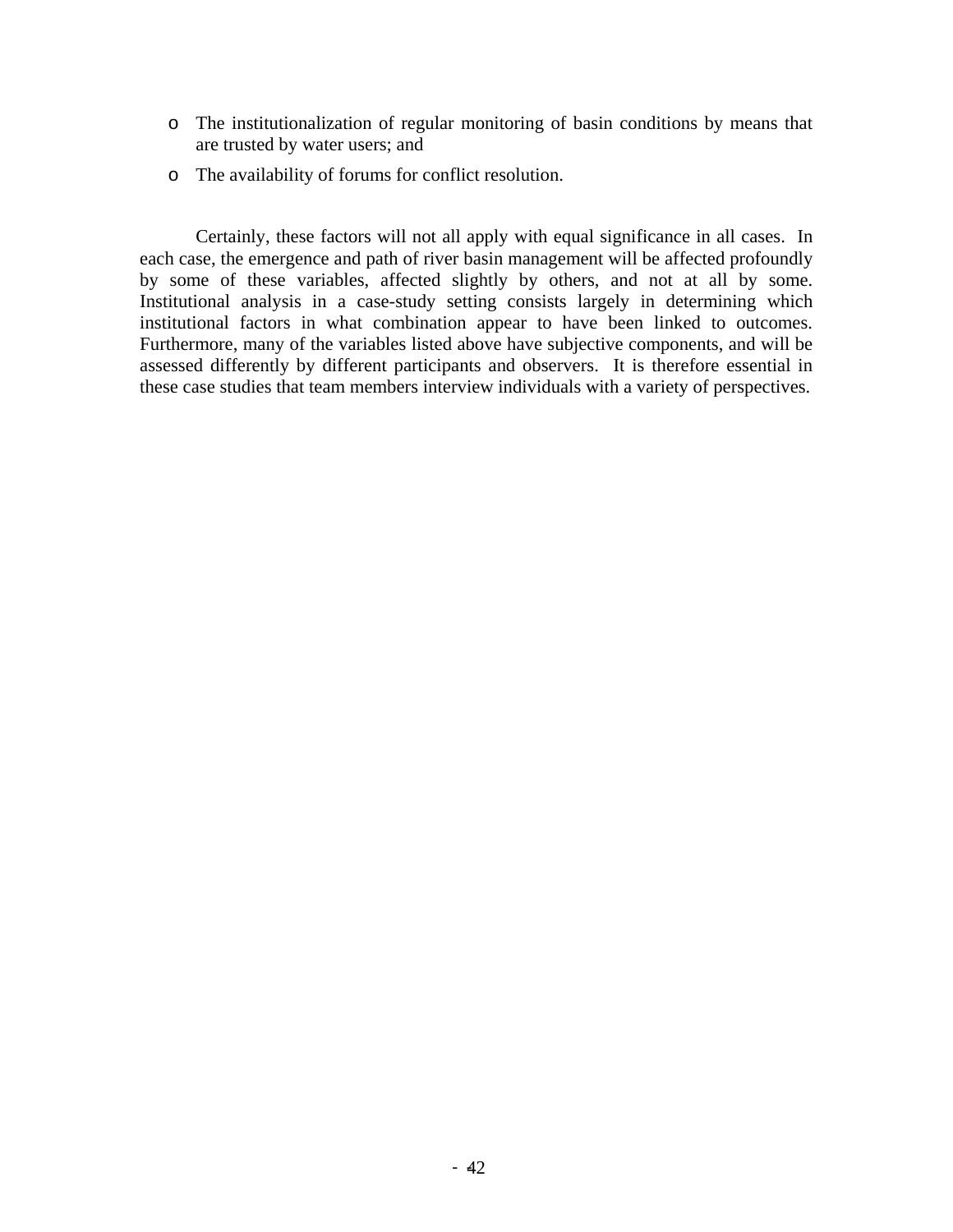- The institutionalization of regular monitoring of basin conditions by means that are trusted by water users; and
- The availability of forums for conflict resolution.

Certainly, these factors will not all apply with equal significance in all cases. In each case, the emergence and path of river basin management will be affected profoundly by some of these variables, affected slightly by others, and not at all by some. Institutional analysis in a case-study setting consists largely in determining which institutional factors in what combination appear to have been linked to outcomes. Furthermore, many of the variables listed above have subjective components, and will be assessed differently by different participants and observers. It is therefore essential in these case studies that team members interview individuals with a variety of perspectives.